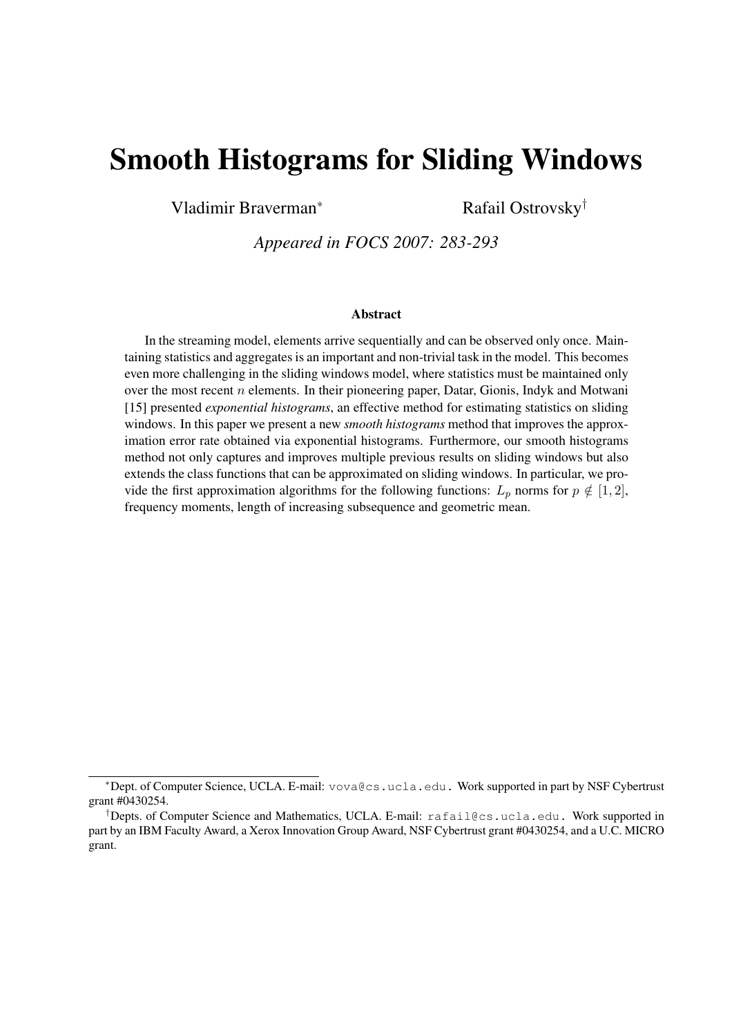# Smooth Histograms for Sliding Windows

Vladimir Braverman[*] Rafail Ostrovsky[†]

*Appeared in FOCS 2007: 283-293*

### Abstract

In the streaming model, elements arrive sequentially and can be observed only once. Maintaining statistics and aggregates is an important and non-trivial task in the model. This becomes even more challenging in the sliding windows model, where statistics must be maintained only over the most recent $n$ elements. In their pioneering paper, Datar, Gionis, Indyk and Motwani [15] presented *exponential histograms*, an effective method for estimating statistics on sliding windows. In this paper we present a new *smooth histograms* method that improves the approximation error rate obtained via exponential histograms. Furthermore, our smooth histograms method not only captures and improves multiple previous results on sliding windows but also extends the class functions that can be approximated on sliding windows. In particular, we provide the first approximation algorithms for the following functions: $L_p$ norms for $p \notin [1, 2]$, frequency moments, length of increasing subsequence and geometric mean.

---

[*] Dept. of Computer Science, UCLA. E-mail: vova@cs.ucla.edu. Work supported in part by NSF Cybertrust grant #0430254.

[†] Depts. of Computer Science and Mathematics, UCLA. E-mail: rafail@cs.ucla.edu. Work supported in part by an IBM Faculty Award, a Xerox Innovation Group Award, NSF Cybertrust grant #0430254, and a U.C. MICRO grant.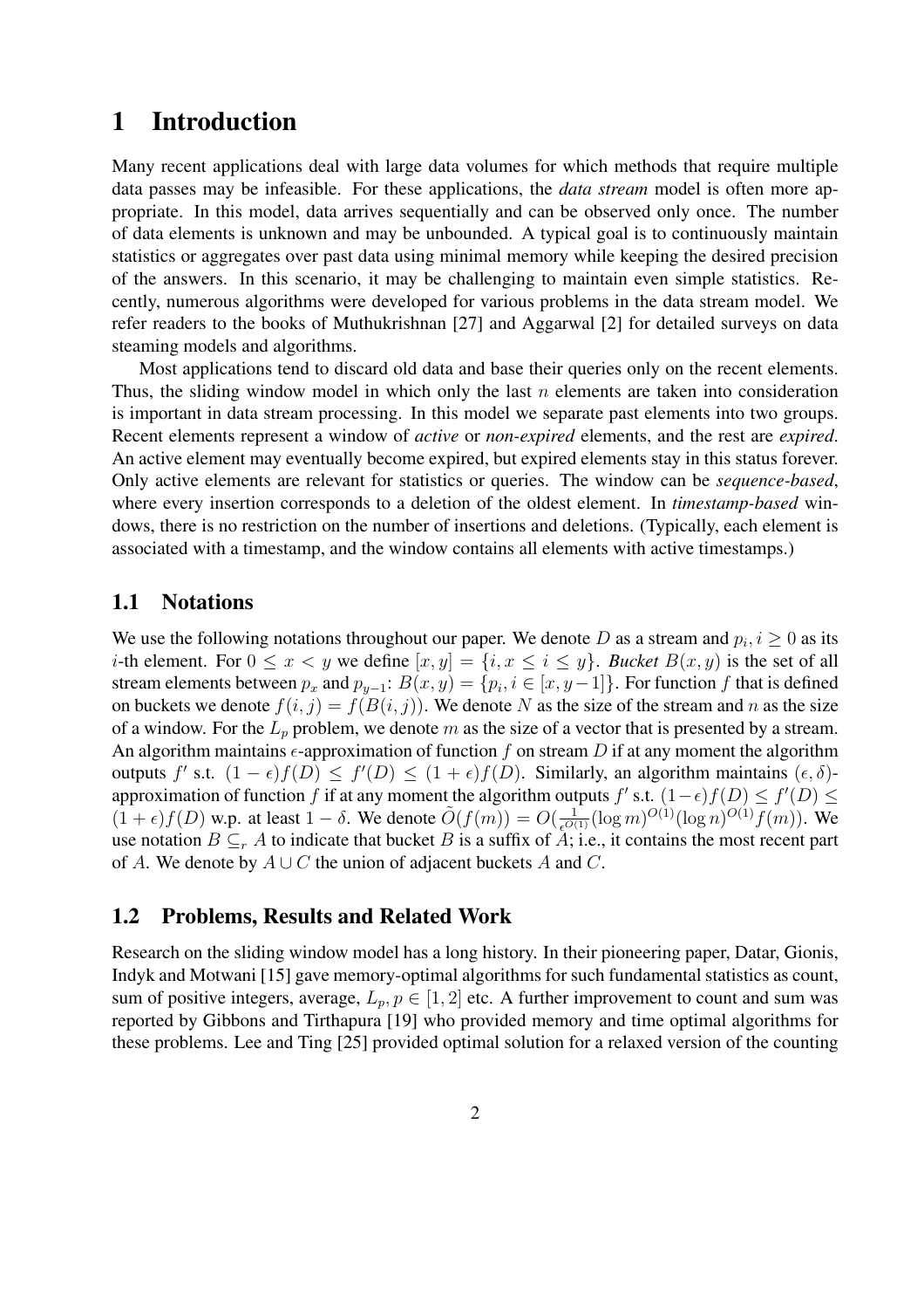# 1 Introduction

Many recent applications deal with large data volumes for which methods that require multiple data passes may be infeasible. For these applications, the *data stream* model is often more appropriate. In this model, data arrives sequentially and can be observed only once. The number of data elements is unknown and may be unbounded. A typical goal is to continuously maintain statistics or aggregates over past data using minimal memory while keeping the desired precision of the answers. In this scenario, it may be challenging to maintain even simple statistics. Recently, numerous algorithms were developed for various problems in the data stream model. We refer readers to the books of Muthukrishnan [27] and Aggarwal [2] for detailed surveys on data steaming models and algorithms.

Most applications tend to discard old data and base their queries only on the recent elements. Thus, the sliding window model in which only the last $n$ elements are taken into consideration is important in data stream processing. In this model we separate past elements into two groups. Recent elements represent a window of *active* or *non-expired* elements, and the rest are *expired*. An active element may eventually become expired, but expired elements stay in this status forever. Only active elements are relevant for statistics or queries. The window can be *sequence-based*, where every insertion corresponds to a deletion of the oldest element. In *timestamp-based* windows, there is no restriction on the number of insertions and deletions. (Typically, each element is associated with a timestamp, and the window contains all elements with active timestamps.)

## 1.1 Notations

We use the following notations throughout our paper. We denote $D$ as a stream and $p_i, i \geq 0$ as its $i$-th element. For $0 \leq x < y$ we define $[x, y] = \{i, x \leq i \leq y\}$. *Bucket* $B(x, y)$ is the set of all stream elements between $p_x$ and $p_{y-1}$: $B(x, y) = \{p_i, i \in [x, y-1]\}$. For function $f$ that is defined on buckets we denote $f(i, j) = f(B(i, j))$. We denote $N$ as the size of the stream and $n$ as the size of a window. For the $L_p$ problem, we denote $m$ as the size of a vector that is presented by a stream. An algorithm maintains $\epsilon$-approximation of function $f$ on stream $D$ if at any moment the algorithm outputs $f'$ s.t. $(1-\epsilon)f(D) \leq f'(D) \leq (1+\epsilon)f(D)$. Similarly, an algorithm maintains $(\epsilon, \delta)$-approximation of function $f$ if at any moment the algorithm outputs $f'$ s.t. $(1-\epsilon)f(D) \leq f'(D) \leq (1+\epsilon)f(D)$ w.p. at least $1-\delta$. We denote $\tilde{O}(f(m)) = O(\frac{1}{\epsilon^{O(1)}}(\log m)^{O(1)}(\log n)^{O(1)}f(m))$. We use notation $B \subseteq_r A$ to indicate that bucket $B$ is a suffix of $A$; i.e., it contains the most recent part of $A$. We denote by $A \cup C$ the union of adjacent buckets $A$ and $C$.

## 1.2 Problems, Results and Related Work

Research on the sliding window model has a long history. In their pioneering paper, Datar, Gionis, Indyk and Motwani [15] gave memory-optimal algorithms for such fundamental statistics as count, sum of positive integers, average, $L_p, p \in [1, 2]$ etc. A further improvement to count and sum was reported by Gibbons and Tirthapura [19] who provided memory and time optimal algorithms for these problems. Lee and Ting [25] provided optimal solution for a relaxed version of the counting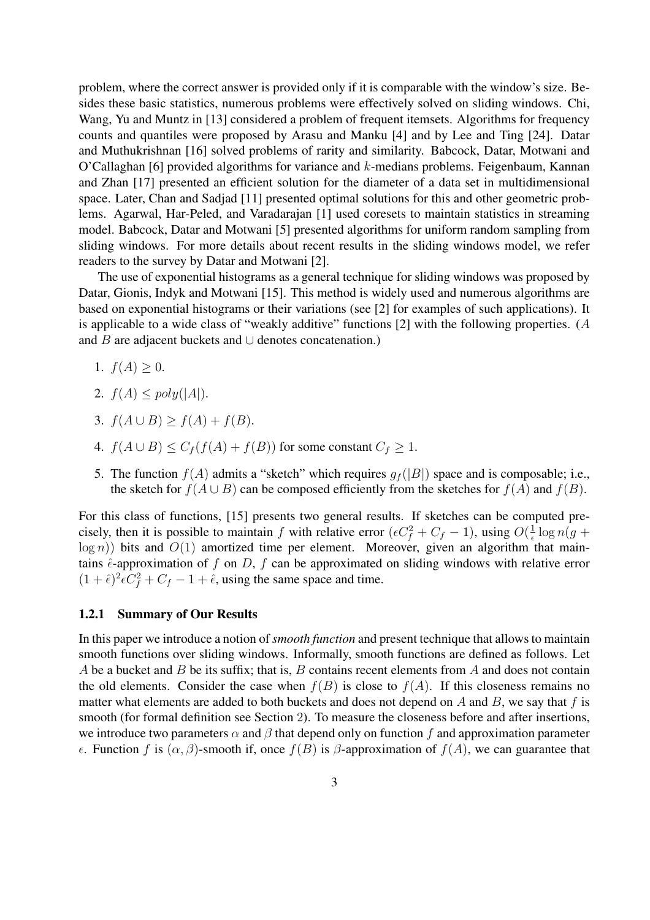problem, where the correct answer is provided only if it is comparable with the window's size. Besides these basic statistics, numerous problems were effectively solved on sliding windows. Chi, Wang, Yu and Muntz in [13] considered a problem of frequent itemsets. Algorithms for frequency counts and quantiles were proposed by Arasu and Manku [4] and by Lee and Ting [24]. Datar and Muthukrishnan [16] solved problems of rarity and similarity. Babcock, Datar, Motwani and O'Callaghan [6] provided algorithms for variance and $k$-medians problems. Feigenbaum, Kannan and Zhan [17] presented an efficient solution for the diameter of a data set in multidimensional space. Later, Chan and Sadjad [11] presented optimal solutions for this and other geometric problems. Agarwal, Har-Peled, and Varadarajan [1] used coresets to maintain statistics in streaming model. Babcock, Datar and Motwani [5] presented algorithms for uniform random sampling from sliding windows. For more details about recent results in the sliding windows model, we refer readers to the survey by Datar and Motwani [2].

The use of exponential histograms as a general technique for sliding windows was proposed by Datar, Gionis, Indyk and Motwani [15]. This method is widely used and numerous algorithms are based on exponential histograms or their variations (see [2] for examples of such applications). It is applicable to a wide class of "weakly additive" functions [2] with the following properties. ($A$ and $B$ are adjacent buckets and $\cup$ denotes concatenation.)

1. $f(A) \geq 0$.
2. $f(A) \leq poly(|A|)$.
3. $f(A \cup B) \geq f(A) + f(B)$.
4. $f(A \cup B) \leq C_f(f(A) + f(B))$ for some constant $C_f \geq 1$.
5. The function $f(A)$ admits a "sketch" which requires $g_f(|B|)$ space and is composable; i.e., the sketch for $f(A \cup B)$ can be composed efficiently from the sketches for $f(A)$ and $f(B)$.

For this class of functions, [15] presents two general results. If sketches can be computed precisely, then it is possible to maintain $f$ with relative error $(\epsilon C_f^2 + C_f - 1)$, using $O(\frac{1}{\epsilon} \log n(g + \log n))$ bits and $O(1)$ amortized time per element. Moreover, given an algorithm that maintains $\hat{\epsilon}$-approximation of $f$ on $D$, $f$ can be approximated on sliding windows with relative error $(1 + \hat{\epsilon})^2 \epsilon C_f^2 + C_f - 1 + \hat{\epsilon}$, using the same space and time.

### 1.2.1 Summary of Our Results

In this paper we introduce a notion of *smooth function* and present technique that allows to maintain smooth functions over sliding windows. Informally, smooth functions are defined as follows. Let $A$ be a bucket and $B$ be its suffix; that is, $B$ contains recent elements from $A$ and does not contain the old elements. Consider the case when $f(B)$ is close to $f(A)$. If this closeness remains no matter what elements are added to both buckets and does not depend on $A$ and $B$, we say that $f$ is smooth (for formal definition see Section 2). To measure the closeness before and after insertions, we introduce two parameters $\alpha$ and $\beta$ that depend only on function $f$ and approximation parameter $\epsilon$. Function $f$ is $(\alpha, \beta)$-smooth if, once $f(B)$ is $\beta$-approximation of $f(A)$, we can guarantee that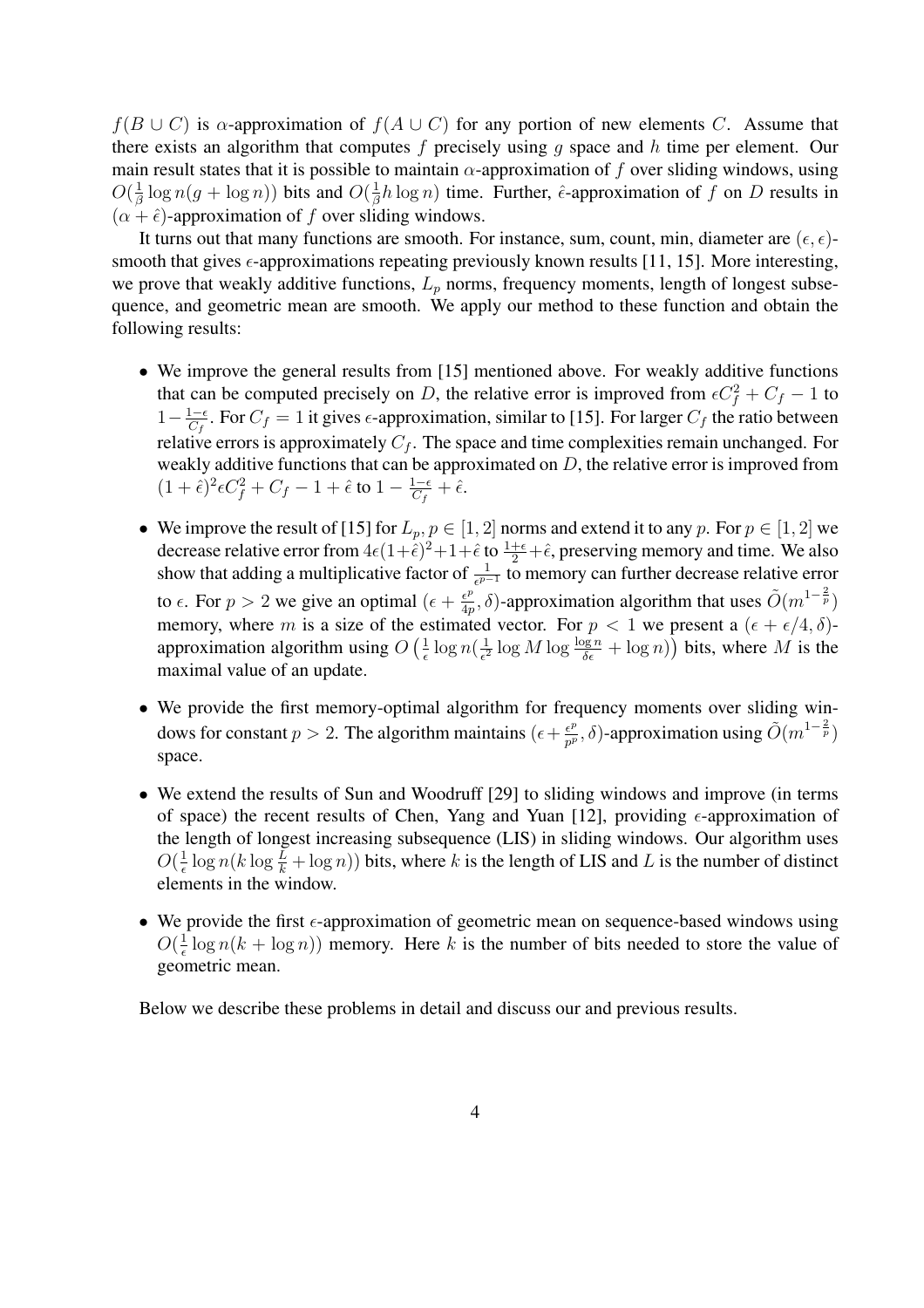$f(B \cup C)$ is $\alpha$-approximation of $f(A \cup C)$ for any portion of new elements $C$. Assume that there exists an algorithm that computes $f$ precisely using $g$ space and $h$ time per element. Our main result states that it is possible to maintain $\alpha$-approximation of $f$ over sliding windows, using $O(\frac{1}{\beta} \log n(g + \log n))$ bits and $O(\frac{1}{\beta} h \log n)$ time. Further, $\hat{\epsilon}$-approximation of $f$ on $D$ results in $(\alpha + \hat{\epsilon})$-approximation of $f$ over sliding windows.

It turns out that many functions are smooth. For instance, sum, count, min, diameter are $(\epsilon, \epsilon)$-smooth that gives $\epsilon$-approximations repeating previously known results [11, 15]. More interesting, we prove that weakly additive functions, $L_p$ norms, frequency moments, length of longest subsequence, and geometric mean are smooth. We apply our method to these function and obtain the following results:

- We improve the general results from [15] mentioned above. For weakly additive functions that can be computed precisely on $D$, the relative error is improved from $\epsilon C_f^2 + C_f - 1$ to $1 - \frac{1-\epsilon}{C_f}$. For $C_f = 1$ it gives $\epsilon$-approximation, similar to [15]. For larger $C_f$ the ratio between relative errors is approximately $C_f$. The space and time complexities remain unchanged. For weakly additive functions that can be approximated on $D$, the relative error is improved from $(1 + \hat{\epsilon})^2 \epsilon C_f^2 + C_f - 1 + \hat{\epsilon}$ to $1 - \frac{1-\epsilon}{C_f} + \hat{\epsilon}$.
- We improve the result of [15] for $L_p, p \in [1, 2]$ norms and extend it to any $p$. For $p \in [1, 2]$ we decrease relative error from $4\epsilon(1+\hat{\epsilon})^2 + 1 + \hat{\epsilon}$ to $\frac{1+\epsilon}{2} + \hat{\epsilon}$, preserving memory and time. We also show that adding a multiplicative factor of $\frac{1}{\epsilon^{p-1}}$ to memory can further decrease relative error to $\epsilon$. For $p > 2$ we give an optimal $(\epsilon + \frac{\epsilon^p}{4p}, \delta)$-approximation algorithm that uses $\tilde{O}(m^{1-\frac{2}{p}})$ memory, where $m$ is a size of the estimated vector. For $p < 1$ we present a $(\epsilon + \epsilon/4, \delta)$-approximation algorithm using $O\left(\frac{1}{\epsilon} \log n (\frac{1}{\epsilon^2} \log M \log \frac{\log n}{\delta \epsilon} + \log n)\right)$ bits, where $M$ is the maximal value of an update.
- We provide the first memory-optimal algorithm for frequency moments over sliding windows for constant $p > 2$. The algorithm maintains $(\epsilon + \frac{\epsilon^p}{p^p}, \delta)$-approximation using $\tilde{O}(m^{1-\frac{2}{p}})$ space.
- We extend the results of Sun and Woodruff [29] to sliding windows and improve (in terms of space) the recent results of Chen, Yang and Yuan [12], providing $\epsilon$-approximation of the length of longest increasing subsequence (LIS) in sliding windows. Our algorithm uses $O(\frac{1}{\epsilon} \log n(k \log \frac{L}{k} + \log n))$ bits, where $k$ is the length of LIS and $L$ is the number of distinct elements in the window.
- We provide the first $\epsilon$-approximation of geometric mean on sequence-based windows using $O(\frac{1}{\epsilon} \log n(k + \log n))$ memory. Here $k$ is the number of bits needed to store the value of geometric mean.

Below we describe these problems in detail and discuss our and previous results.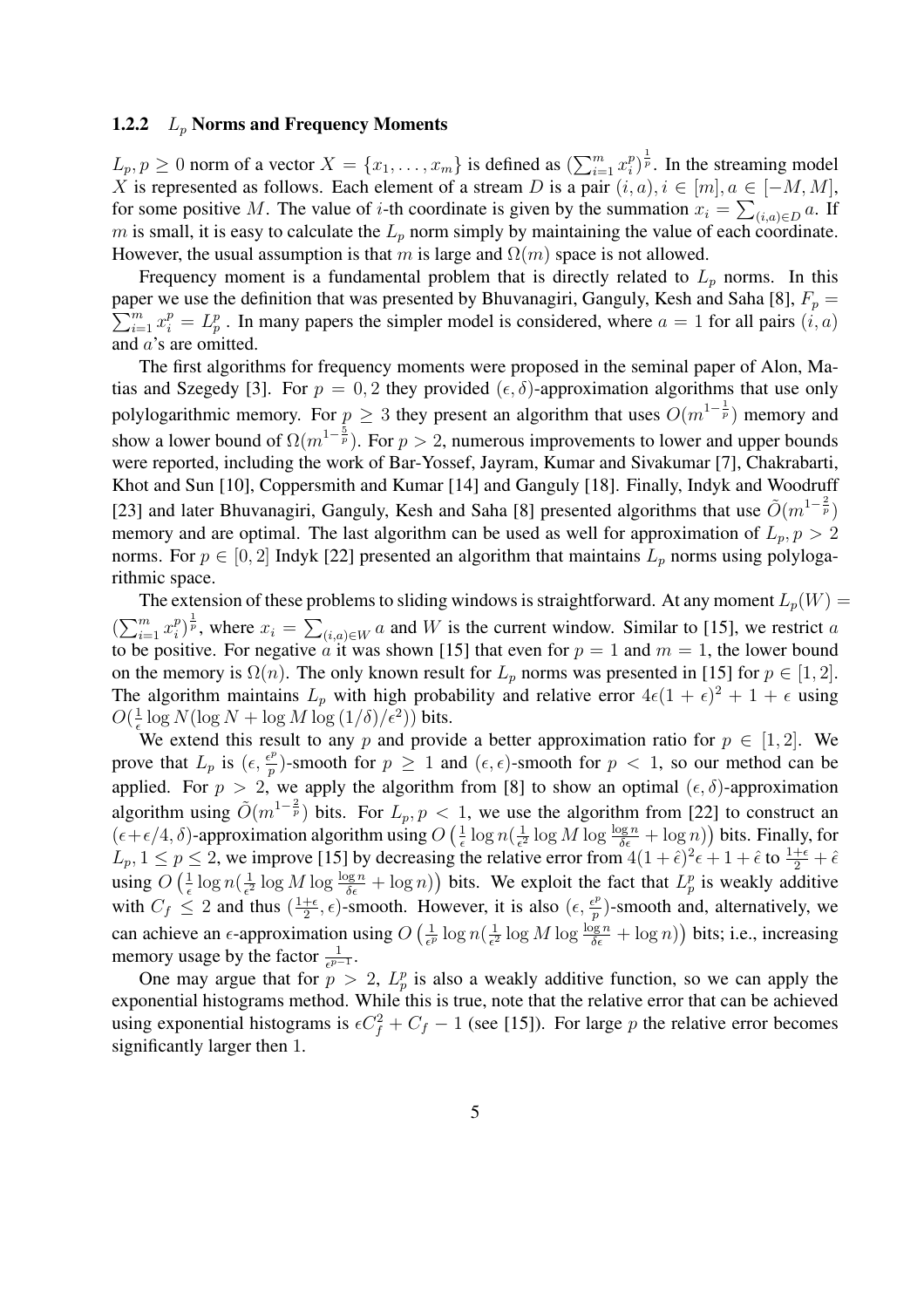### 1.2.2 $L_p$ Norms and Frequency Moments

$L_p, p \geq 0$ norm of a vector $X = \{x_1, \ldots, x_m\}$ is defined as $(\sum_{i=1}^{m} x_i^p)^{\frac{1}{p}}$. In the streaming model $X$ is represented as follows. Each element of a stream $D$ is a pair $(i, a), i \in [m], a \in [-M, M]$, for some positive $M$. The value of $i$-th coordinate is given by the summation $x_i = \sum_{(i,a) \in D} a$. If $m$ is small, it is easy to calculate the $L_p$ norm simply by maintaining the value of each coordinate. However, the usual assumption is that $m$ is large and $\Omega(m)$ space is not allowed.

Frequency moment is a fundamental problem that is directly related to $L_p$ norms. In this paper we use the definition that was presented by Bhuvanagiri, Ganguly, Kesh and Saha [8], $F_p = \sum_{i=1}^{m} x_i^p = L_p^p$. In many papers the simpler model is considered, where $a = 1$ for all pairs $(i, a)$ and $a$'s are omitted.

The first algorithms for frequency moments were proposed in the seminal paper of Alon, Matias and Szegedy [3]. For $p = 0, 2$ they provided $(\epsilon, \delta)$-approximation algorithms that use only polylogarithmic memory. For $p \geq 3$ they present an algorithm that uses $O(m^{1-\frac{1}{p}})$ memory and show a lower bound of $\Omega(m^{1-\frac{5}{p}})$. For $p > 2$, numerous improvements to lower and upper bounds were reported, including the work of Bar-Yossef, Jayram, Kumar and Sivakumar [7], Chakrabarti, Khot and Sun [10], Coppersmith and Kumar [14] and Ganguly [18]. Finally, Indyk and Woodruff [23] and later Bhuvanagiri, Ganguly, Kesh and Saha [8] presented algorithms that use $\tilde{O}(m^{1-\frac{2}{p}})$ memory and are optimal. The last algorithm can be used as well for approximation of $L_p, p > 2$ norms. For $p \in [0, 2]$ Indyk [22] presented an algorithm that maintains $L_p$ norms using polylogarithmic space.

The extension of these problems to sliding windows is straightforward. At any moment $L_p(W) = (\sum_{i=1}^{m} x_i^p)^{\frac{1}{p}}$, where $x_i = \sum_{(i,a) \in W} a$ and $W$ is the current window. Similar to [15], we restrict $a$ to be positive. For negative $a$ it was shown [15] that even for $p = 1$ and $m = 1$, the lower bound on the memory is $\Omega(n)$. The only known result for $L_p$ norms was presented in [15] for $p \in [1, 2]$. The algorithm maintains $L_p$ with high probability and relative error $4\epsilon(1+\epsilon)^2 + 1 + \epsilon$ using $O(\frac{1}{\epsilon} \log N (\log N + \log M \log(1/\delta)/\epsilon^2))$ bits.

We extend this result to any $p$ and provide a better approximation ratio for $p \in [1, 2]$. We prove that $L_p$ is $(\epsilon, \frac{\epsilon^p}{p})$-smooth for $p \geq 1$ and $(\epsilon, \epsilon)$-smooth for $p < 1$, so our method can be applied. For $p > 2$, we apply the algorithm from [8] to show an optimal $(\epsilon, \delta)$-approximation algorithm using $\tilde{O}(m^{1-\frac{2}{p}})$ bits. For $L_p, p < 1$, we use the algorithm from [22] to construct an $(\epsilon + \epsilon/4, \delta)$-approximation algorithm using $O\left(\frac{1}{\epsilon} \log n (\frac{1}{\epsilon^2} \log M \log \frac{\log n}{\delta \epsilon} + \log n)\right)$ bits. Finally, for $L_p, 1 \leq p \leq 2$, we improve [15] by decreasing the relative error from $4(1+\hat{\epsilon})^2\epsilon + 1 + \hat{\epsilon}$ to $\frac{1+\epsilon}{2} + \hat{\epsilon}$ using $O\left(\frac{1}{\epsilon} \log n (\frac{1}{\epsilon^2} \log M \log \frac{\log n}{\delta \epsilon} + \log n)\right)$ bits. We exploit the fact that $L_p^p$ is weakly additive with $C_f \leq 2$ and thus $(\frac{1+\epsilon}{2}, \epsilon)$-smooth. However, it is also $(\epsilon, \frac{\epsilon^p}{p})$-smooth and, alternatively, we can achieve an $\epsilon$-approximation using $O\left(\frac{1}{\epsilon^p} \log n (\frac{1}{\epsilon^2} \log M \log \frac{\log n}{\delta \epsilon} + \log n)\right)$ bits; i.e., increasing memory usage by the factor $\frac{1}{\epsilon^{p-1}}$.

One may argue that for $p > 2$, $L_p^p$ is also a weakly additive function, so we can apply the exponential histograms method. While this is true, note that the relative error that can be achieved using exponential histograms is $\epsilon C_f^2 + C_f - 1$ (see [15]). For large $p$ the relative error becomes significantly larger then 1.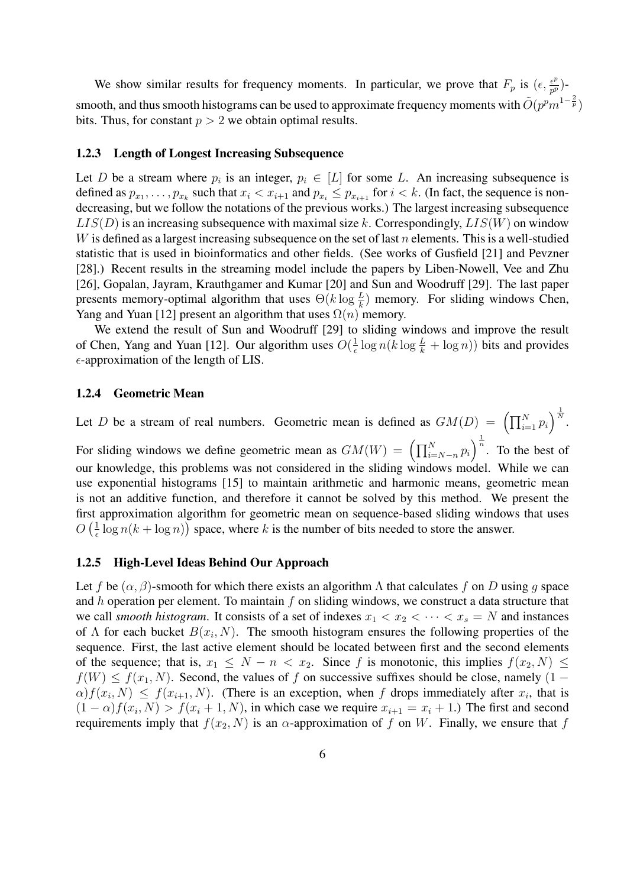We show similar results for frequency moments. In particular, we prove that $F_p$ is $(\epsilon, \frac{\epsilon^p}{p^p})$-smooth, and thus smooth histograms can be used to approximate frequency moments with $\tilde{O}(p^p m^{1-\frac{2}{p}})$ bits. Thus, for constant $p > 2$ we obtain optimal results.

### 1.2.3 Length of Longest Increasing Subsequence

Let $D$ be a stream where $p_i$ is an integer, $p_i \in [L]$ for some $L$. An increasing subsequence is defined as $p_{x_1}, \ldots, p_{x_k}$ such that $x_i < x_{i+1}$ and $p_{x_i} \leq p_{x_{i+1}}$ for $i < k$. (In fact, the sequence is non-decreasing, but we follow the notations of the previous works.) The largest increasing subsequence $LIS(D)$ is an increasing subsequence with maximal size $k$. Correspondingly, $LIS(W)$ on window $W$ is defined as a largest increasing subsequence on the set of last $n$ elements. This is a well-studied statistic that is used in bioinformatics and other fields. (See works of Gusfield [21] and Pevzner [28].) Recent results in the streaming model include the papers by Liben-Nowell, Vee and Zhu [26], Gopalan, Jayram, Krauthgamer and Kumar [20] and Sun and Woodruff [29]. The last paper presents memory-optimal algorithm that uses $\Theta(k \log \frac{L}{k})$ memory. For sliding windows Chen, Yang and Yuan [12] present an algorithm that uses $\Omega(n)$ memory.

We extend the result of Sun and Woodruff [29] to sliding windows and improve the result of Chen, Yang and Yuan [12]. Our algorithm uses $O(\frac{1}{\epsilon} \log n (k \log \frac{L}{k} + \log n))$ bits and provides $\epsilon$-approximation of the length of LIS.

### 1.2.4 Geometric Mean

Let $D$ be a stream of real numbers. Geometric mean is defined as $GM(D) = \left(\prod_{i=1}^{N} p_i\right)^{\frac{1}{N}}$. For sliding windows we define geometric mean as $GM(W) = \left(\prod_{i=N-n}^{N} p_i\right)^{\frac{1}{n}}$. To the best of our knowledge, this problems was not considered in the sliding windows model. While we can use exponential histograms [15] to maintain arithmetic and harmonic means, geometric mean is not an additive function, and therefore it cannot be solved by this method. We present the first approximation algorithm for geometric mean on sequence-based sliding windows that uses $O\left(\frac{1}{\epsilon} \log n (k + \log n)\right)$ space, where $k$ is the number of bits needed to store the answer.

### 1.2.5 High-Level Ideas Behind Our Approach

Let $f$ be $(\alpha, \beta)$-smooth for which there exists an algorithm $\Lambda$ that calculates $f$ on $D$ using $g$ space and $h$ operation per element. To maintain $f$ on sliding windows, we construct a data structure that we call *smooth histogram*. It consists of a set of indexes $x_1 < x_2 < \cdots < x_s = N$ and instances of $\Lambda$ for each bucket $B(x_i, N)$. The smooth histogram ensures the following properties of the sequence. First, the last active element should be located between first and the second elements of the sequence; that is, $x_1 \leq N - n < x_2$. Since $f$ is monotonic, this implies $f(x_2, N) \leq f(W) \leq f(x_1, N)$. Second, the values of $f$ on successive suffixes should be close, namely $(1 - \alpha)f(x_i, N) \leq f(x_{i+1}, N)$. (There is an exception, when $f$ drops immediately after $x_i$, that is $(1 - \alpha)f(x_i, N) > f(x_i + 1, N)$, in which case we require $x_{i+1} = x_i + 1$.) The first and second requirements imply that $f(x_2, N)$ is an $\alpha$-approximation of $f$ on $W$. Finally, we ensure that $f$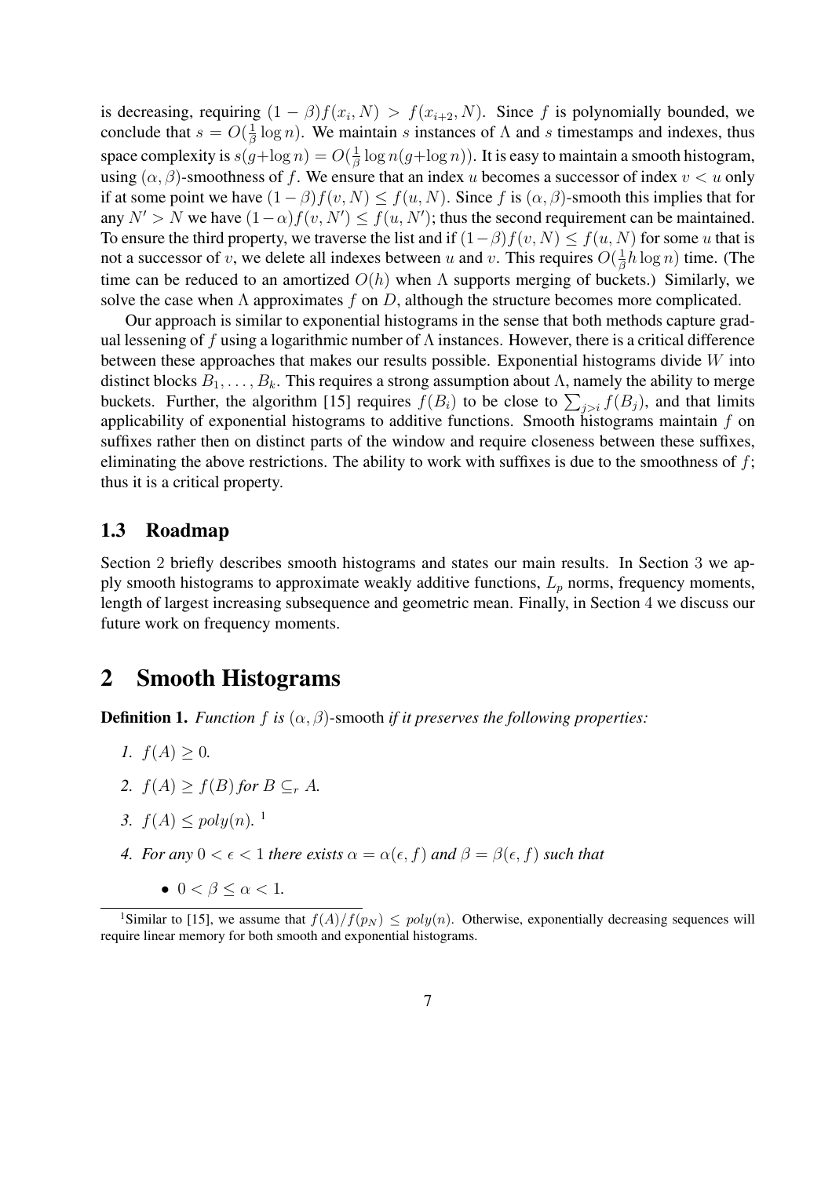is decreasing, requiring $(1-\beta)f(x_i, N) > f(x_{i+2}, N)$. Since $f$ is polynomially bounded, we conclude that $s = O(\frac{1}{\beta}\log n)$. We maintain $s$ instances of $\Lambda$ and $s$ timestamps and indexes, thus space complexity is $s(g+\log n) = O(\frac{1}{\beta}\log n(g+\log n))$. It is easy to maintain a smooth histogram, using $(\alpha, \beta)$-smoothness of $f$. We ensure that an index $u$ becomes a successor of index $v < u$ only if at some point we have $(1-\beta)f(v, N) \le f(u, N)$. Since $f$ is $(\alpha, \beta)$-smooth this implies that for any $N' > N$ we have $(1-\alpha)f(v, N') \le f(u, N')$; thus the second requirement can be maintained. To ensure the third property, we traverse the list and if $(1-\beta)f(v, N) \le f(u, N)$ for some $u$ that is not a successor of $v$, we delete all indexes between $u$ and $v$. This requires $O(\frac{1}{\beta}h \log n)$ time. (The time can be reduced to an amortized $O(h)$ when $\Lambda$ supports merging of buckets.) Similarly, we solve the case when $\Lambda$ approximates $f$ on $D$, although the structure becomes more complicated.

Our approach is similar to exponential histograms in the sense that both methods capture gradual lessening of $f$ using a logarithmic number of $\Lambda$ instances. However, there is a critical difference between these approaches that makes our results possible. Exponential histograms divide $W$ into distinct blocks $B_1, \ldots, B_k$. This requires a strong assumption about $\Lambda$, namely the ability to merge buckets. Further, the algorithm [15] requires $f(B_i)$ to be close to $\sum_{j>i} f(B_j)$, and that limits applicability of exponential histograms to additive functions. Smooth histograms maintain $f$ on suffixes rather then on distinct parts of the window and require closeness between these suffixes, eliminating the above restrictions. The ability to work with suffixes is due to the smoothness of $f$; thus it is a critical property.

### 1.3 Roadmap

Section 2 briefly describes smooth histograms and states our main results. In Section 3 we apply smooth histograms to approximate weakly additive functions, $L_p$ norms, frequency moments, length of largest increasing subsequence and geometric mean. Finally, in Section 4 we discuss our future work on frequency moments.

## 2 Smooth Histograms

**Definition 1.** *Function $f$ is* $(\alpha, \beta)$-smooth *if it preserves the following properties:*

1. $f(A) \ge 0$.
2. $f(A) \ge f(B)$ *for* $B \subseteq_r A$.
3. $f(A) \le poly(n)$. [1]
4. *For any $0 < \epsilon < 1$ there exists $\alpha = \alpha(\epsilon, f)$ and $\beta = \beta(\epsilon, f)$ such that*
   - $0 < \beta \le \alpha < 1$.

[1] Similar to [15], we assume that $f(A)/f(p_N) \le poly(n)$. Otherwise, exponentially decreasing sequences will require linear memory for both smooth and exponential histograms.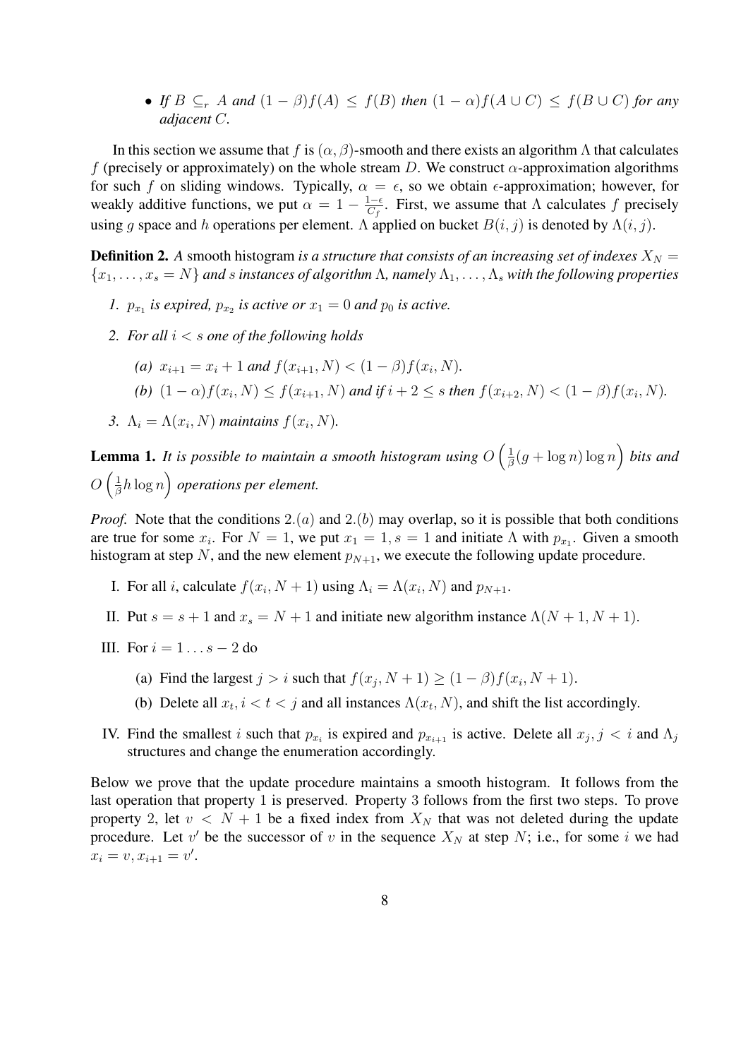- *If $B \subseteq_r A$ and $(1-\beta)f(A) \leq f(B)$ then $(1-\alpha)f(A \cup C) \leq f(B \cup C)$ for any adjacent $C$.*

In this section we assume that $f$ is $(\alpha, \beta)$-smooth and there exists an algorithm $\Lambda$ that calculates $f$ (precisely or approximately) on the whole stream $D$. We construct $\alpha$-approximation algorithms for such $f$ on sliding windows. Typically, $\alpha = \epsilon$, so we obtain $\epsilon$-approximation; however, for weakly additive functions, we put $\alpha = 1 - \frac{1-\epsilon}{C_f}$. First, we assume that $\Lambda$ calculates $f$ precisely using $g$ space and $h$ operations per element. $\Lambda$ applied on bucket $B(i,j)$ is denoted by $\Lambda(i,j)$.

**Definition 2.** *A* smooth histogram *is a structure that consists of an increasing set of indexes $X_N = \{x_1, \ldots, x_s = N\}$ and $s$ instances of algorithm $\Lambda$, namely $\Lambda_1, \ldots, \Lambda_s$ with the following properties*

1. *$p_{x_1}$ is expired, $p_{x_2}$ is active or $x_1 = 0$ and $p_0$ is active.*
2. *For all $i < s$ one of the following holds*
   *(a) $x_{i+1} = x_i + 1$ and $f(x_{i+1}, N) < (1-\beta)f(x_i, N)$.*
   *(b) $(1-\alpha)f(x_i, N) \leq f(x_{i+1}, N)$ and if $i + 2 \leq s$ then $f(x_{i+2}, N) < (1-\beta)f(x_i, N)$.*
3. *$\Lambda_i = \Lambda(x_i, N)$ maintains $f(x_i, N)$.*

**Lemma 1.** *It is possible to maintain a smooth histogram using $O\left(\frac{1}{\beta}(g + \log n)\log n\right)$ bits and $O\left(\frac{1}{\beta}h \log n\right)$ operations per element.*

*Proof.* Note that the conditions $2.(a)$ and $2.(b)$ may overlap, so it is possible that both conditions are true for some $x_i$. For $N = 1$, we put $x_1 = 1, s = 1$ and initiate $\Lambda$ with $p_{x_1}$. Given a smooth histogram at step $N$, and the new element $p_{N+1}$, we execute the following update procedure.

I. For all $i$, calculate $f(x_i, N+1)$ using $\Lambda_i = \Lambda(x_i, N)$ and $p_{N+1}$.

II. Put $s = s + 1$ and $x_s = N + 1$ and initiate new algorithm instance $\Lambda(N+1, N+1)$.

III. For $i = 1 \ldots s - 2$ do
   (a) Find the largest $j > i$ such that $f(x_j, N+1) \geq (1-\beta)f(x_i, N+1)$.
   (b) Delete all $x_t, i < t < j$ and all instances $\Lambda(x_t, N)$, and shift the list accordingly.

IV. Find the smallest $i$ such that $p_{x_i}$ is expired and $p_{x_{i+1}}$ is active. Delete all $x_j, j < i$ and $\Lambda_j$ structures and change the enumeration accordingly.

Below we prove that the update procedure maintains a smooth histogram. It follows from the last operation that property 1 is preserved. Property 3 follows from the first two steps. To prove property 2, let $v < N + 1$ be a fixed index from $X_N$ that was not deleted during the update procedure. Let $v'$ be the successor of $v$ in the sequence $X_N$ at step $N$; i.e., for some $i$ we had $x_i = v, x_{i+1} = v'$.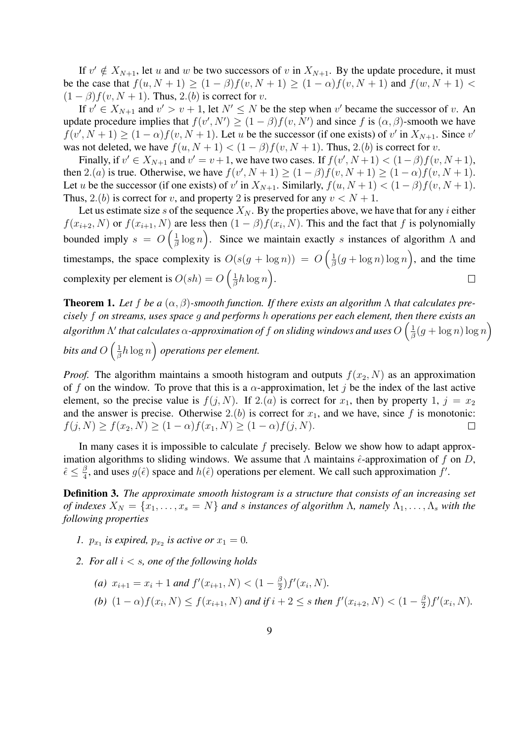If $v' \notin X_{N+1}$, let $u$ and $w$ be two successors of $v$ in $X_{N+1}$. By the update procedure, it must be the case that $f(u, N+1) \geq (1-\beta)f(v, N+1) \geq (1-\alpha)f(v, N+1)$ and $f(w, N+1) < (1-\beta)f(v, N+1)$. Thus, $2.(b)$ is correct for $v$.

If $v' \in X_{N+1}$ and $v' > v+1$, let $N' \leq N$ be the step when $v'$ became the successor of $v$. An update procedure implies that $f(v', N') \geq (1-\beta)f(v, N')$ and since $f$ is $(\alpha, \beta)$-smooth we have $f(v', N+1) \geq (1-\alpha)f(v, N+1)$. Let $u$ be the successor (if one exists) of $v'$ in $X_{N+1}$. Since $v'$ was not deleted, we have $f(u, N+1) < (1-\beta)f(v, N+1)$. Thus, $2.(b)$ is correct for $v$.

Finally, if $v' \in X_{N+1}$ and $v' = v+1$, we have two cases. If $f(v', N+1) < (1-\beta)f(v, N+1)$, then $2.(a)$ is true. Otherwise, we have $f(v', N+1) \geq (1-\beta)f(v, N+1) \geq (1-\alpha)f(v, N+1)$. Let $u$ be the successor (if one exists) of $v'$ in $X_{N+1}$. Similarly, $f(u, N+1) < (1-\beta)f(v, N+1)$. Thus, $2.(b)$ is correct for $v$, and property 2 is preserved for any $v < N+1$.

Let us estimate size $s$ of the sequence $X_N$. By the properties above, we have that for any $i$ either $f(x_{i+2}, N)$ or $f(x_{i+1}, N)$ are less then $(1-\beta)f(x_i, N)$. This and the fact that $f$ is polynomially bounded imply $s = O\left(\frac{1}{\beta}\log n\right)$. Since we maintain exactly $s$ instances of algorithm $\Lambda$ and timestamps, the space complexity is $O(s(g + \log n)) = O\left(\frac{1}{\beta}(g + \log n)\log n\right)$, and the time complexity per element is $O(sh) = O\left(\frac{1}{\beta}h \log n\right)$. $\square$

**Theorem 1.** *Let $f$ be a $(\alpha, \beta)$-smooth function. If there exists an algorithm $\Lambda$ that calculates precisely $f$ on streams, uses space $g$ and performs $h$ operations per each element, then there exists an algorithm $\Lambda'$ that calculates $\alpha$-approximation of $f$ on sliding windows and uses $O\left(\frac{1}{\beta}(g + \log n)\log n\right)$ bits and $O\left(\frac{1}{\beta}h \log n\right)$ operations per element.*

*Proof.* The algorithm maintains a smooth histogram and outputs $f(x_2, N)$ as an approximation of $f$ on the window. To prove that this is a $\alpha$-approximation, let $j$ be the index of the last active element, so the precise value is $f(j, N)$. If $2.(a)$ is correct for $x_1$, then by property 1, $j = x_2$ and the answer is precise. Otherwise $2.(b)$ is correct for $x_1$, and we have, since $f$ is monotonic: $f(j, N) \geq f(x_2, N) \geq (1-\alpha)f(x_1, N) \geq (1-\alpha)f(j, N)$. $\square$

In many cases it is impossible to calculate $f$ precisely. Below we show how to adapt approximation algorithms to sliding windows. We assume that $\Lambda$ maintains $\hat{\epsilon}$-approximation of $f$ on $D$, $\hat{\epsilon} \leq \frac{\beta}{4}$, and uses $g(\hat{\epsilon})$ space and $h(\hat{\epsilon})$ operations per element. We call such approximation $f'$.

**Definition 3.** *The approximate smooth histogram is a structure that consists of an increasing set of indexes $X_N = \{x_1, \ldots, x_s = N\}$ and $s$ instances of algorithm $\Lambda$, namely $\Lambda_1, \ldots, \Lambda_s$ with the following properties*

1. *$p_{x_1}$ is expired, $p_{x_2}$ is active or $x_1 = 0$.*
2. *For all $i < s$, one of the following holds*
   - *(a) $x_{i+1} = x_i + 1$ and $f'(x_{i+1}, N) < (1 - \frac{\beta}{2})f'(x_i, N)$.*
   - *(b) $(1-\alpha)f(x_i, N) \leq f(x_{i+1}, N)$ and if $i + 2 \leq s$ then $f'(x_{i+2}, N) < (1 - \frac{\beta}{2})f'(x_i, N)$.*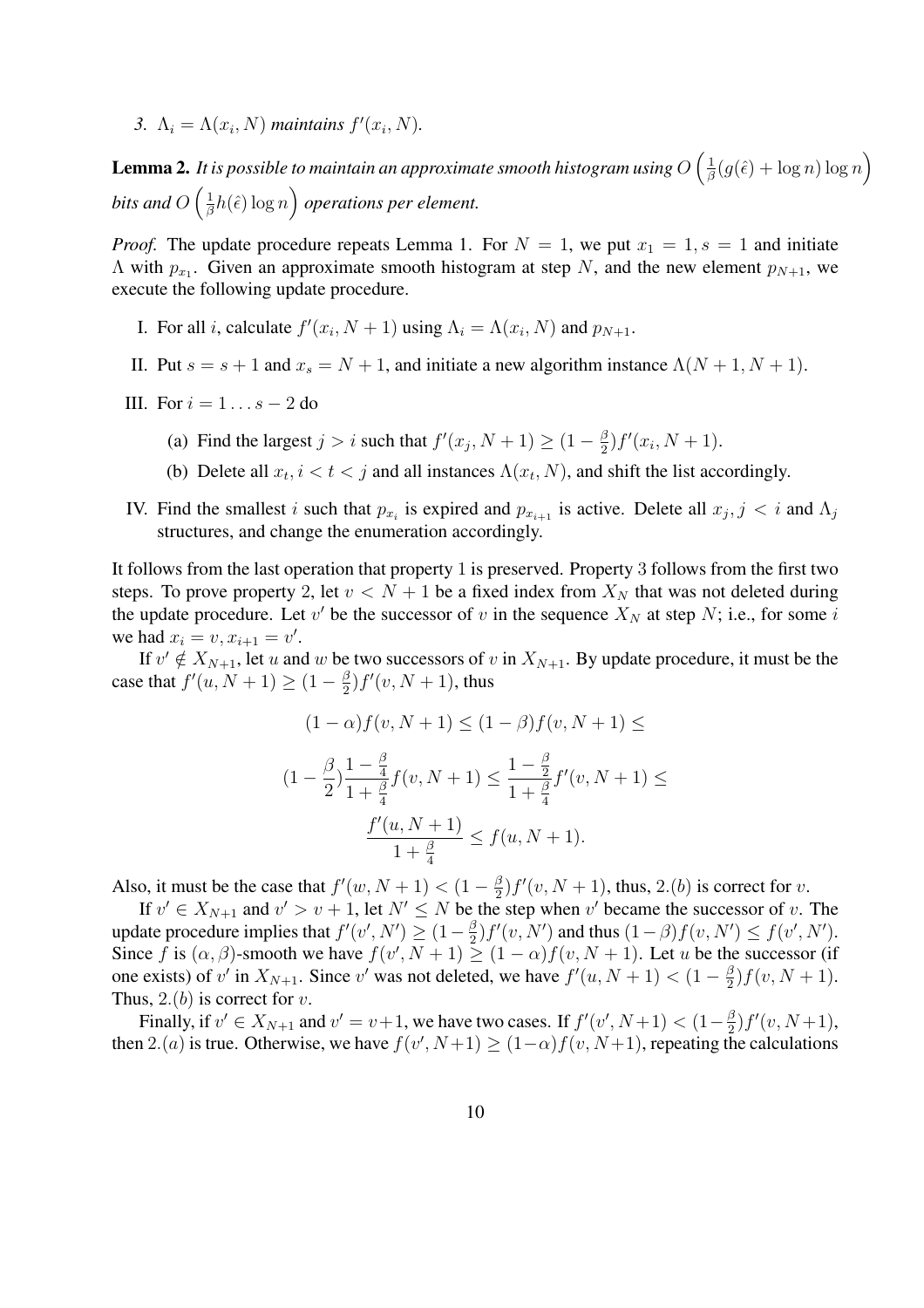*3.* $\Lambda_i = \Lambda(x_i, N)$ *maintains* $f'(x_i, N)$.

**Lemma 2.** *It is possible to maintain an approximate smooth histogram using* $O\left(\frac{1}{\beta}(g(\hat{\epsilon}) + \log n) \log n\right)$ *bits and* $O\left(\frac{1}{\beta} h(\hat{\epsilon}) \log n\right)$ *operations per element.*

*Proof.* The update procedure repeats Lemma 1. For $N = 1$, we put $x_1 = 1, s = 1$ and initiate $\Lambda$ with $p_{x_1}$. Given an approximate smooth histogram at step $N$, and the new element $p_{N+1}$, we execute the following update procedure.

I. For all $i$, calculate $f'(x_i, N+1)$ using $\Lambda_i = \Lambda(x_i, N)$ and $p_{N+1}$.

II. Put $s = s+1$ and $x_s = N+1$, and initiate a new algorithm instance $\Lambda(N+1, N+1)$.

III. For $i = 1 \ldots s-2$ do

  (a) Find the largest $j > i$ such that $f'(x_j, N+1) \geq (1 - \frac{\beta}{2}) f'(x_i, N+1)$.

  (b) Delete all $x_t, i < t < j$ and all instances $\Lambda(x_t, N)$, and shift the list accordingly.

IV. Find the smallest $i$ such that $p_{x_i}$ is expired and $p_{x_{i+1}}$ is active. Delete all $x_j, j < i$ and $\Lambda_j$ structures, and change the enumeration accordingly.

It follows from the last operation that property 1 is preserved. Property 3 follows from the first two steps. To prove property 2, let $v < N+1$ be a fixed index from $X_N$ that was not deleted during the update procedure. Let $v'$ be the successor of $v$ in the sequence $X_N$ at step $N$; i.e., for some $i$ we had $x_i = v, x_{i+1} = v'$.

If $v' \notin X_{N+1}$, let $u$ and $w$ be two successors of $v$ in $X_{N+1}$. By update procedure, it must be the case that $f'(u, N+1) \geq (1 - \frac{\beta}{2}) f'(v, N+1)$, thus

$$(1-\alpha) f(v, N+1) \leq (1-\beta) f(v, N+1) \leq$$

$$(1 - \frac{\beta}{2}) \frac{1 - \frac{\beta}{4}}{1 + \frac{\beta}{4}} f(v, N+1) \leq \frac{1 - \frac{\beta}{2}}{1 + \frac{\beta}{4}} f'(v, N+1) \leq$$

$$\frac{f'(u, N+1)}{1 + \frac{\beta}{4}} \leq f(u, N+1).$$

Also, it must be the case that $f'(w, N+1) < (1 - \frac{\beta}{2}) f'(v, N+1)$, thus, $2.(b)$ is correct for $v$.

If $v' \in X_{N+1}$ and $v' > v+1$, let $N' \leq N$ be the step when $v'$ became the successor of $v$. The update procedure implies that $f'(v', N') \geq (1 - \frac{\beta}{2}) f'(v, N')$ and thus $(1-\beta) f(v, N') \leq f(v', N')$. Since $f$ is $(\alpha, \beta)$-smooth we have $f(v', N+1) \geq (1-\alpha) f(v, N+1)$. Let $u$ be the successor (if one exists) of $v'$ in $X_{N+1}$. Since $v'$ was not deleted, we have $f'(u, N+1) < (1 - \frac{\beta}{2}) f(v, N+1)$. Thus, $2.(b)$ is correct for $v$.

Finally, if $v' \in X_{N+1}$ and $v' = v+1$, we have two cases. If $f'(v', N+1) < (1 - \frac{\beta}{2}) f'(v, N+1)$, then $2.(a)$ is true. Otherwise, we have $f(v', N+1) \geq (1-\alpha) f(v, N+1)$, repeating the calculations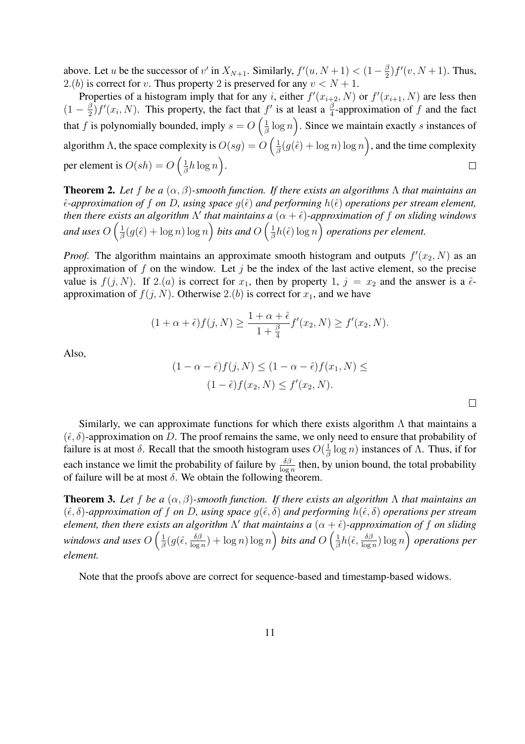above. Let $u$ be the successor of $v'$ in $X_{N+1}$. Similarly, $f'(u, N+1) < (1 - \frac{\beta}{2}) f'(v, N+1)$. Thus, $2.(b)$ is correct for $v$. Thus property 2 is preserved for any $v < N+1$.

Properties of a histogram imply that for any $i$, either $f'(x_{i+2}, N)$ or $f'(x_{i+1}, N)$ are less then $(1 - \frac{\beta}{2}) f'(x_i, N)$. This property, the fact that $f'$ is at least a $\frac{\beta}{4}$-approximation of $f$ and the fact that $f$ is polynomially bounded, imply $s = O\left(\frac{1}{\beta}\log n\right)$. Since we maintain exactly $s$ instances of algorithm $\Lambda$, the space complexity is $O(sg) = O\left(\frac{1}{\beta}(g(\hat{\epsilon}) + \log n)\log n\right)$, and the time complexity per element is $O(sh) = O\left(\frac{1}{\beta}h \log n\right)$. $\square$

**Theorem 2.** *Let $f$ be a $(\alpha, \beta)$-smooth function. If there exists an algorithms $\Lambda$ that maintains an $\hat{\epsilon}$-approximation of $f$ on $D$, using space $g(\hat{\epsilon})$ and performing $h(\hat{\epsilon})$ operations per stream element, then there exists an algorithm $\Lambda'$ that maintains a $(\alpha + \hat{\epsilon})$-approximation of $f$ on sliding windows and uses $O\left(\frac{1}{\beta}(g(\hat{\epsilon}) + \log n)\log n\right)$ bits and $O\left(\frac{1}{\beta}h(\hat{\epsilon})\log n\right)$ operations per element.*

*Proof.* The algorithm maintains an approximate smooth histogram and outputs $f'(x_2, N)$ as an approximation of $f$ on the window. Let $j$ be the index of the last active element, so the precise value is $f(j, N)$. If $2.(a)$ is correct for $x_1$, then by property 1, $j = x_2$ and the answer is a $\hat{\epsilon}$-approximation of $f(j, N)$. Otherwise $2.(b)$ is correct for $x_1$, and we have

$$(1 + \alpha + \hat{\epsilon}) f(j, N) \geq \frac{1 + \alpha + \hat{\epsilon}}{1 + \frac{\beta}{4}} f'(x_2, N) \geq f'(x_2, N).$$

Also,

$$(1 - \alpha - \hat{\epsilon}) f(j, N) \leq (1 - \alpha - \hat{\epsilon}) f(x_1, N) \leq$$
$$(1 - \hat{\epsilon}) f(x_2, N) \leq f'(x_2, N).$$

$\square$

Similarly, we can approximate functions for which there exists algorithm $\Lambda$ that maintains a $(\hat{\epsilon}, \delta)$-approximation on $D$. The proof remains the same, we only need to ensure that probability of failure is at most $\delta$. Recall that the smooth histogram uses $O(\frac{1}{\beta}\log n)$ instances of $\Lambda$. Thus, if for each instance we limit the probability of failure by $\frac{\delta\beta}{\log n}$ then, by union bound, the total probability of failure will be at most $\delta$. We obtain the following theorem.

**Theorem 3.** *Let $f$ be a $(\alpha, \beta)$-smooth function. If there exists an algorithm $\Lambda$ that maintains an $(\hat{\epsilon}, \delta)$-approximation of $f$ on $D$, using space $g(\hat{\epsilon}, \delta)$ and performing $h(\hat{\epsilon}, \delta)$ operations per stream element, then there exists an algorithm $\Lambda'$ that maintains a $(\alpha + \hat{\epsilon})$-approximation of $f$ on sliding windows and uses $O\left(\frac{1}{\beta}(g(\hat{\epsilon}, \frac{\delta\beta}{\log n}) + \log n)\log n\right)$ bits and $O\left(\frac{1}{\beta}h(\hat{\epsilon}, \frac{\delta\beta}{\log n})\log n\right)$ operations per element.*

Note that the proofs above are correct for sequence-based and timestamp-based widows.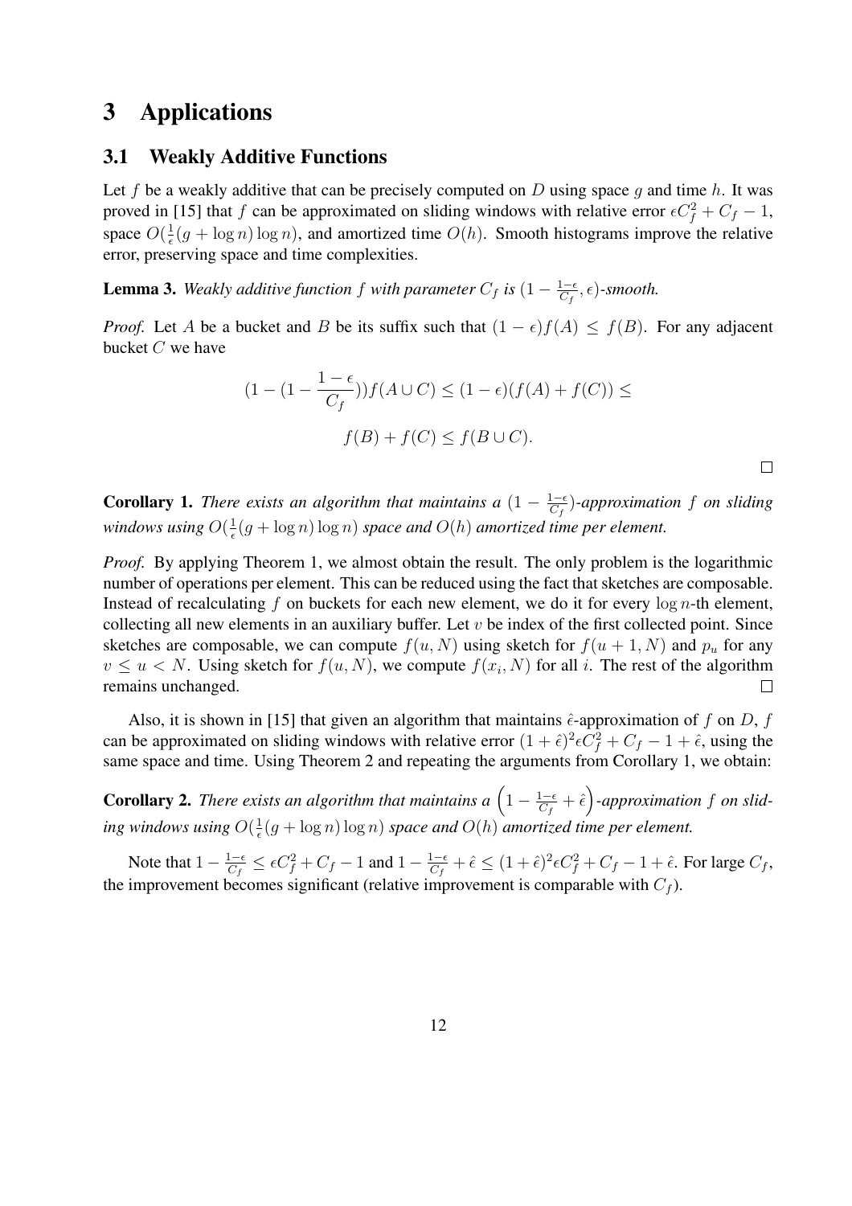# 3 Applications

## 3.1 Weakly Additive Functions

Let $f$ be a weakly additive that can be precisely computed on $D$ using space $g$ and time $h$. It was proved in [15] that $f$ can be approximated on sliding windows with relative error $\epsilon C_f^2 + C_f - 1$, space $O(\frac{1}{\epsilon}(g + \log n) \log n)$, and amortized time $O(h)$. Smooth histograms improve the relative error, preserving space and time complexities.

**Lemma 3.** *Weakly additive function $f$ with parameter $C_f$ is $(1 - \frac{1-\epsilon}{C_f}, \epsilon)$-smooth.*

*Proof.* Let $A$ be a bucket and $B$ be its suffix such that $(1 - \epsilon)f(A) \leq f(B)$. For any adjacent bucket $C$ we have

$$(1 - (1 - \frac{1-\epsilon}{C_f}))f(A \cup C) \leq (1 - \epsilon)(f(A) + f(C)) \leq$$

$$f(B) + f(C) \leq f(B \cup C).$$

$\square$

**Corollary 1.** *There exists an algorithm that maintains a $(1 - \frac{1-\epsilon}{C_f})$-approximation $f$ on sliding windows using $O(\frac{1}{\epsilon}(g + \log n) \log n)$ space and $O(h)$ amortized time per element.*

*Proof.* By applying Theorem 1, we almost obtain the result. The only problem is the logarithmic number of operations per element. This can be reduced using the fact that sketches are composable. Instead of recalculating $f$ on buckets for each new element, we do it for every $\log n$-th element, collecting all new elements in an auxiliary buffer. Let $v$ be index of the first collected point. Since sketches are composable, we can compute $f(u, N)$ using sketch for $f(u + 1, N)$ and $p_u$ for any $v \leq u < N$. Using sketch for $f(u, N)$, we compute $f(x_i, N)$ for all $i$. The rest of the algorithm remains unchanged. $\square$

Also, it is shown in [15] that given an algorithm that maintains $\hat{\epsilon}$-approximation of $f$ on $D$, $f$ can be approximated on sliding windows with relative error $(1 + \hat{\epsilon})^2 \epsilon C_f^2 + C_f - 1 + \hat{\epsilon}$, using the same space and time. Using Theorem 2 and repeating the arguments from Corollary 1, we obtain:

**Corollary 2.** *There exists an algorithm that maintains a $\left(1 - \frac{1-\epsilon}{C_f} + \hat{\epsilon}\right)$-approximation $f$ on sliding windows using $O(\frac{1}{\epsilon}(g + \log n) \log n)$ space and $O(h)$ amortized time per element.*

Note that $1 - \frac{1-\epsilon}{C_f} \leq \epsilon C_f^2 + C_f - 1$ and $1 - \frac{1-\epsilon}{C_f} + \hat{\epsilon} \leq (1 + \hat{\epsilon})^2 \epsilon C_f^2 + C_f - 1 + \hat{\epsilon}$. For large $C_f$, the improvement becomes significant (relative improvement is comparable with $C_f$).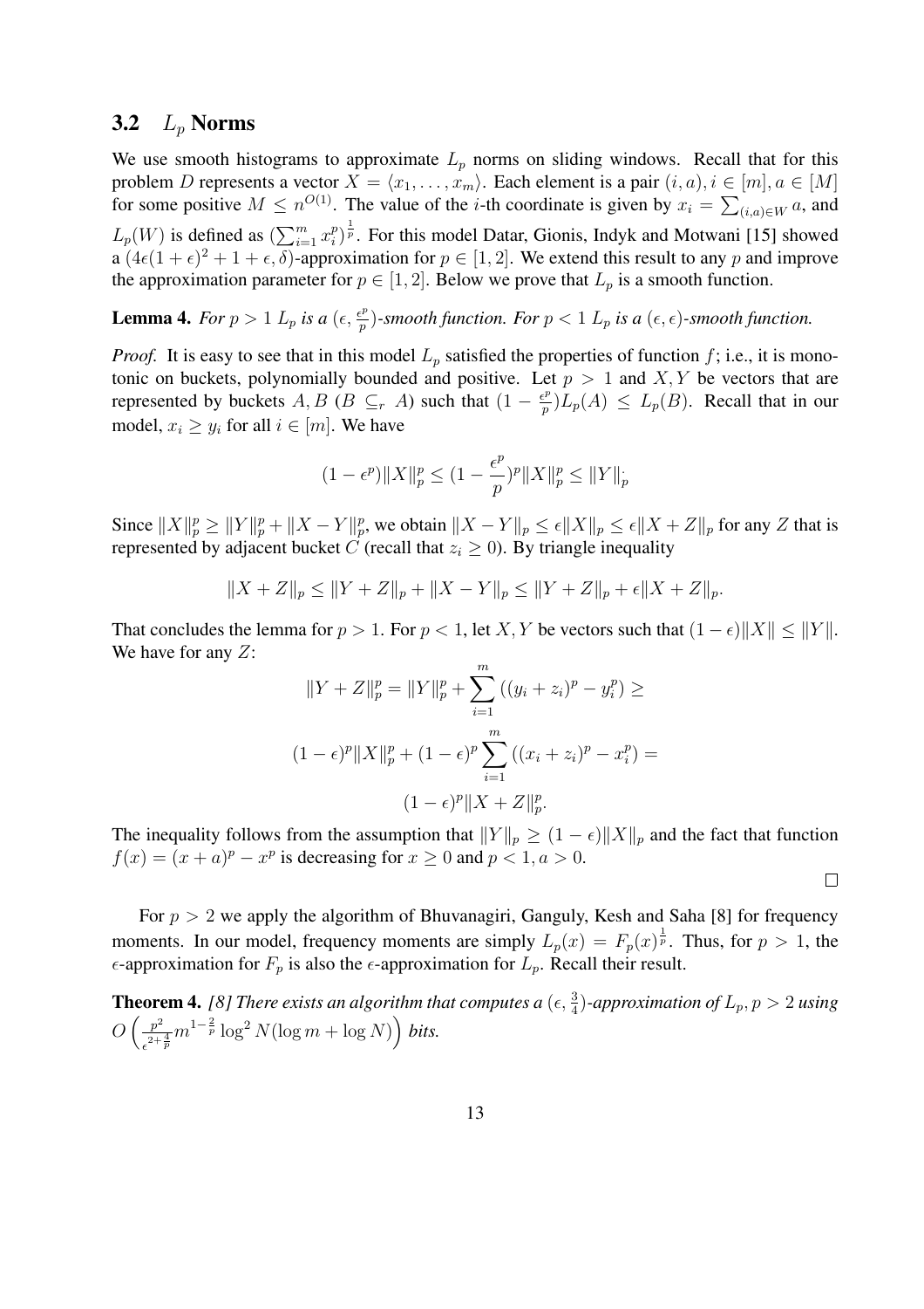### 3.2 $L_p$ Norms

We use smooth histograms to approximate $L_p$ norms on sliding windows. Recall that for this problem $D$ represents a vector $X = \langle x_1, \ldots, x_m \rangle$. Each element is a pair $(i, a), i \in [m], a \in [M]$ for some positive $M \leq n^{O(1)}$. The value of the $i$-th coordinate is given by $x_i = \sum_{(i,a) \in W} a$, and $L_p(W)$ is defined as $(\sum_{i=1}^{m} x_i^p)^{\frac{1}{p}}$. For this model Datar, Gionis, Indyk and Motwani [15] showed a $(4\epsilon(1+\epsilon)^2 + 1 + \epsilon, \delta)$-approximation for $p \in [1, 2]$. We extend this result to any $p$ and improve the approximation parameter for $p \in [1, 2]$. Below we prove that $L_p$ is a smooth function.

**Lemma 4.** *For $p > 1$ $L_p$ is a $(\epsilon, \frac{\epsilon^p}{p})$-smooth function. For $p < 1$ $L_p$ is a $(\epsilon, \epsilon)$-smooth function.*

*Proof.* It is easy to see that in this model $L_p$ satisfied the properties of function $f$; i.e., it is monotonic on buckets, polynomially bounded and positive. Let $p > 1$ and $X, Y$ be vectors that are represented by buckets $A, B$ ($B \subseteq_r A$) such that $(1 - \frac{\epsilon^p}{p}) L_p(A) \leq L_p(B)$. Recall that in our model, $x_i \geq y_i$ for all $i \in [m]$. We have

$$(1 - \epsilon^p)\|X\|_p^p \leq (1 - \frac{\epsilon^p}{p})^p \|X\|_p^p \leq \|Y\|_p^{\cdot}$$

Since $\|X\|_p^p \geq \|Y\|_p^p + \|X - Y\|_p^p$, we obtain $\|X - Y\|_p \leq \epsilon \|X\|_p \leq \epsilon \|X + Z\|_p$ for any $Z$ that is represented by adjacent bucket $C$ (recall that $z_i \geq 0$). By triangle inequality

$$\|X + Z\|_p \leq \|Y + Z\|_p + \|X - Y\|_p \leq \|Y + Z\|_p + \epsilon \|X + Z\|_p.$$

That concludes the lemma for $p > 1$. For $p < 1$, let $X, Y$ be vectors such that $(1 - \epsilon)\|X\| \leq \|Y\|$. We have for any $Z$:

$$\|Y + Z\|_p^p = \|Y\|_p^p + \sum_{i=1}^{m} ((y_i + z_i)^p - y_i^p) \geq$$

$$(1 - \epsilon)^p \|X\|_p^p + (1 - \epsilon)^p \sum_{i=1}^{m} ((x_i + z_i)^p - x_i^p) =$$

$$(1 - \epsilon)^p \|X + Z\|_p^p.$$

The inequality follows from the assumption that $\|Y\|_p \geq (1 - \epsilon)\|X\|_p$ and the fact that function $f(x) = (x + a)^p - x^p$ is decreasing for $x \geq 0$ and $p < 1, a > 0$. $\square$

For $p > 2$ we apply the algorithm of Bhuvanagiri, Ganguly, Kesh and Saha [8] for frequency moments. In our model, frequency moments are simply $L_p(x) = F_p(x)^{\frac{1}{p}}$. Thus, for $p > 1$, the $\epsilon$-approximation for $F_p$ is also the $\epsilon$-approximation for $L_p$. Recall their result.

**Theorem 4.** *[8] There exists an algorithm that computes a $(\epsilon, \frac{3}{4})$-approximation of $L_p, p > 2$ using $O\left(\frac{p^2}{\epsilon^{2+\frac{4}{p}}} m^{1-\frac{2}{p}} \log^2 N (\log m + \log N)\right)$ bits.*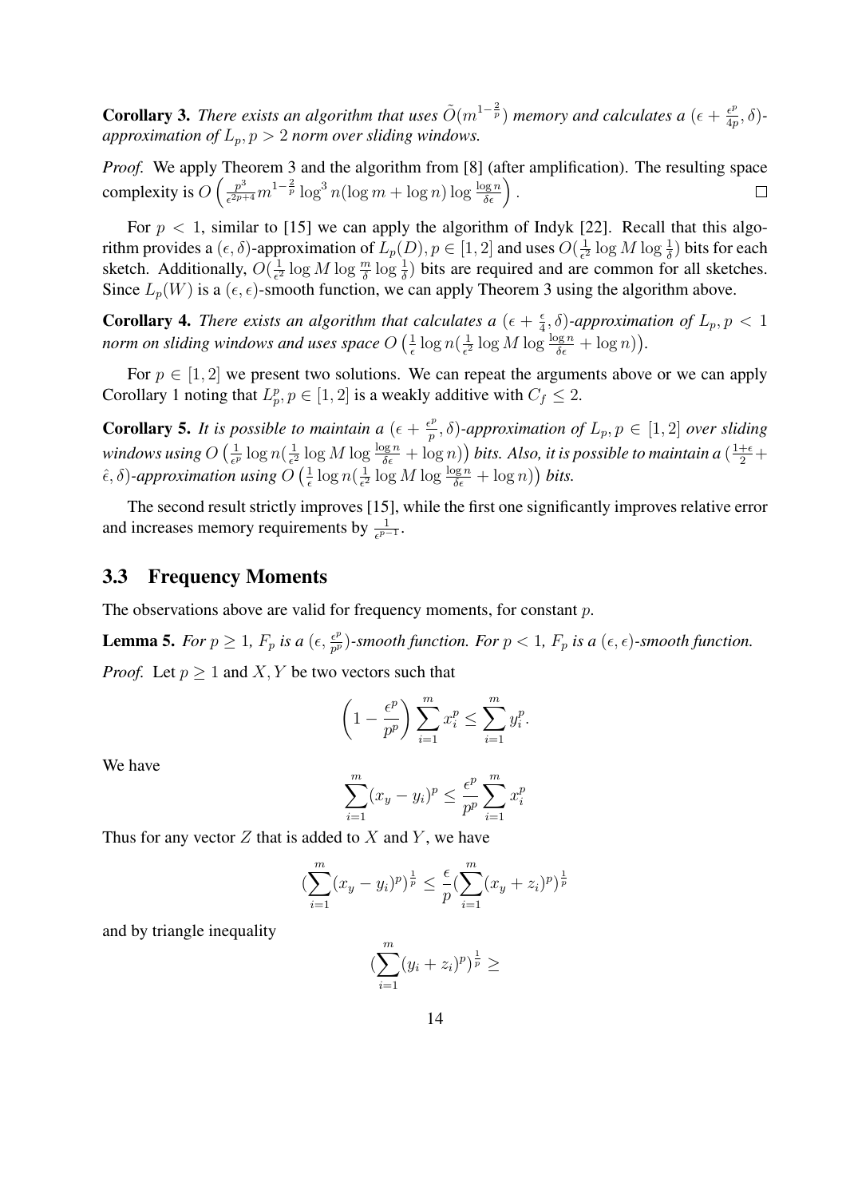**Corollary 3.** *There exists an algorithm that uses $\tilde{O}(m^{1-\frac{2}{p}})$ memory and calculates a $(\epsilon + \frac{\epsilon^p}{4p}, \delta)$-approximation of $L_p, p > 2$ norm over sliding windows.*

*Proof.* We apply Theorem 3 and the algorithm from [8] (after amplification). The resulting space complexity is $O\left(\frac{p^3}{\epsilon^{2p+4}} m^{1-\frac{2}{p}} \log^3 n(\log m + \log n) \log \frac{\log n}{\delta\epsilon}\right)$. $\square$

For $p < 1$, similar to [15] we can apply the algorithm of Indyk [22]. Recall that this algorithm provides a $(\epsilon, \delta)$-approximation of $L_p(D), p \in [1, 2]$ and uses $O(\frac{1}{\epsilon^2} \log M \log \frac{1}{\delta})$ bits for each sketch. Additionally, $O(\frac{1}{\epsilon^2} \log M \log \frac{m}{\delta} \log \frac{1}{\delta})$ bits are required and are common for all sketches. Since $L_p(W)$ is a $(\epsilon, \epsilon)$-smooth function, we can apply Theorem 3 using the algorithm above.

**Corollary 4.** *There exists an algorithm that calculates a $(\epsilon + \frac{\epsilon}{4}, \delta)$-approximation of $L_p, p < 1$ norm on sliding windows and uses space $O\left(\frac{1}{\epsilon} \log n(\frac{1}{\epsilon^2} \log M \log \frac{\log n}{\delta\epsilon} + \log n)\right)$.*

For $p \in [1, 2]$ we present two solutions. We can repeat the arguments above or we can apply Corollary 1 noting that $L_p^p, p \in [1, 2]$ is a weakly additive with $C_f \leq 2$.

**Corollary 5.** *It is possible to maintain a $(\epsilon + \frac{\epsilon^p}{p}, \delta)$-approximation of $L_p, p \in [1, 2]$ over sliding windows using $O\left(\frac{1}{\epsilon^p} \log n(\frac{1}{\epsilon^2} \log M \log \frac{\log n}{\delta\epsilon} + \log n)\right)$ bits. Also, it is possible to maintain a $(\frac{1+\epsilon}{2} + \hat{\epsilon}, \delta)$-approximation using $O\left(\frac{1}{\epsilon} \log n(\frac{1}{\epsilon^2} \log M \log \frac{\log n}{\delta\epsilon} + \log n)\right)$ bits.*

The second result strictly improves [15], while the first one significantly improves relative error and increases memory requirements by $\frac{1}{\epsilon^{p-1}}$.

### 3.3 Frequency Moments

The observations above are valid for frequency moments, for constant $p$.

**Lemma 5.** *For $p \geq 1$, $F_p$ is a $(\epsilon, \frac{\epsilon^p}{p^p})$-smooth function. For $p < 1$, $F_p$ is a $(\epsilon, \epsilon)$-smooth function.*

*Proof.* Let $p \geq 1$ and $X, Y$ be two vectors such that

$$\left(1 - \frac{\epsilon^p}{p^p}\right) \sum_{i=1}^{m} x_i^p \leq \sum_{i=1}^{m} y_i^p.$$

We have

$$\sum_{i=1}^{m} (x_y - y_i)^p \leq \frac{\epsilon^p}{p^p} \sum_{i=1}^{m} x_i^p$$

Thus for any vector $Z$ that is added to $X$ and $Y$, we have

$$(\sum_{i=1}^{m} (x_y - y_i)^p)^{\frac{1}{p}} \leq \frac{\epsilon}{p} (\sum_{i=1}^{m} (x_y + z_i)^p)^{\frac{1}{p}}$$

and by triangle inequality

$$(\sum_{i=1}^{m} (y_i + z_i)^p)^{\frac{1}{p}} \geq$$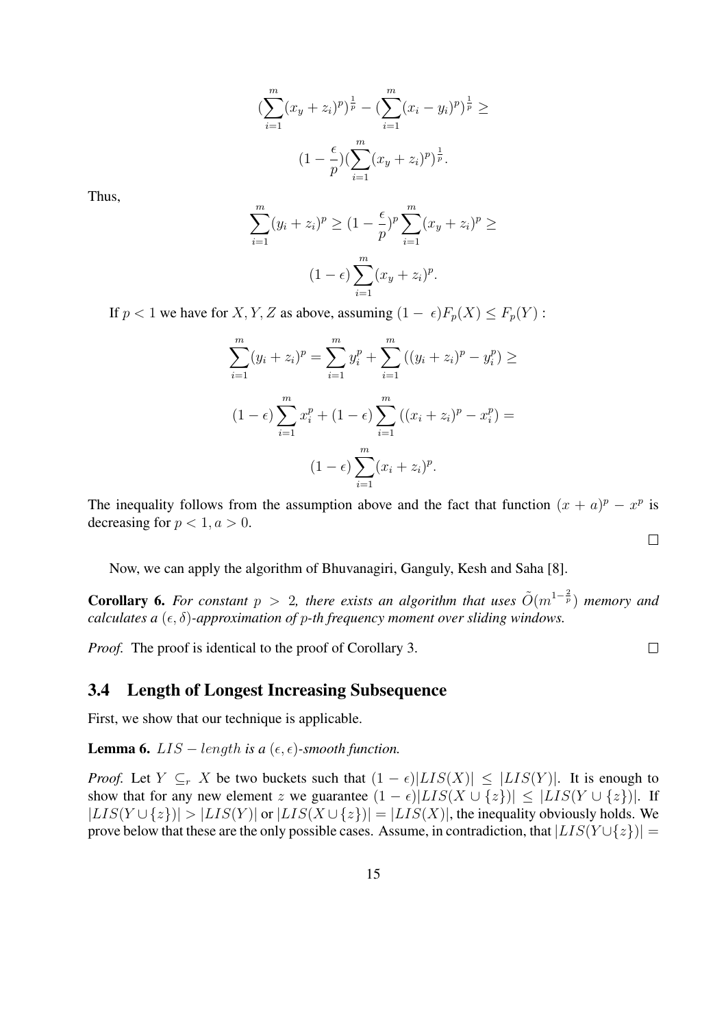$$(\sum_{i=1}^{m}(x_y + z_i)^p)^{\frac{1}{p}} - (\sum_{i=1}^{m}(x_i - y_i)^p)^{\frac{1}{p}} \geq$$

$$(1 - \frac{\epsilon}{p})(\sum_{i=1}^{m}(x_y + z_i)^p)^{\frac{1}{p}}.$$

Thus,

$$\sum_{i=1}^{m}(y_i + z_i)^p \geq (1 - \frac{\epsilon}{p})^p \sum_{i=1}^{m}(x_y + z_i)^p \geq$$

$$(1 - \epsilon)\sum_{i=1}^{m}(x_y + z_i)^p.$$

If $p < 1$ we have for $X, Y, Z$ as above, assuming $(1 - \epsilon)F_p(X) \leq F_p(Y)$ :

$$\sum_{i=1}^{m}(y_i + z_i)^p = \sum_{i=1}^{m} y_i^p + \sum_{i=1}^{m}\left((y_i + z_i)^p - y_i^p\right) \geq$$

$$(1 - \epsilon)\sum_{i=1}^{m} x_i^p + (1 - \epsilon)\sum_{i=1}^{m}\left((x_i + z_i)^p - x_i^p\right) =$$

$$(1 - \epsilon)\sum_{i=1}^{m}(x_i + z_i)^p.$$

The inequality follows from the assumption above and the fact that function $(x + a)^p - x^p$ is decreasing for $p < 1, a > 0$.

□

Now, we can apply the algorithm of Bhuvanagiri, Ganguly, Kesh and Saha [8].

**Corollary 6.** *For constant $p > 2$, there exists an algorithm that uses $\tilde{O}(m^{1-\frac{2}{p}})$ memory and calculates a $(\epsilon, \delta)$-approximation of $p$-th frequency moment over sliding windows.*

*Proof.* The proof is identical to the proof of Corollary 3. □

## 3.4 Length of Longest Increasing Subsequence

First, we show that our technique is applicable.

**Lemma 6.** *$LIS - length$ is a $(\epsilon, \epsilon)$-smooth function.*

*Proof.* Let $Y \subseteq_r X$ be two buckets such that $(1 - \epsilon)|LIS(X)| \leq |LIS(Y)|$. It is enough to show that for any new element $z$ we guarantee $(1 - \epsilon)|LIS(X \cup \{z\})| \leq |LIS(Y \cup \{z\})|$. If $|LIS(Y \cup \{z\})| > |LIS(Y)|$ or $|LIS(X \cup \{z\})| = |LIS(X)|$, the inequality obviously holds. We prove below that these are the only possible cases. Assume, in contradiction, that $|LIS(Y \cup \{z\})| =$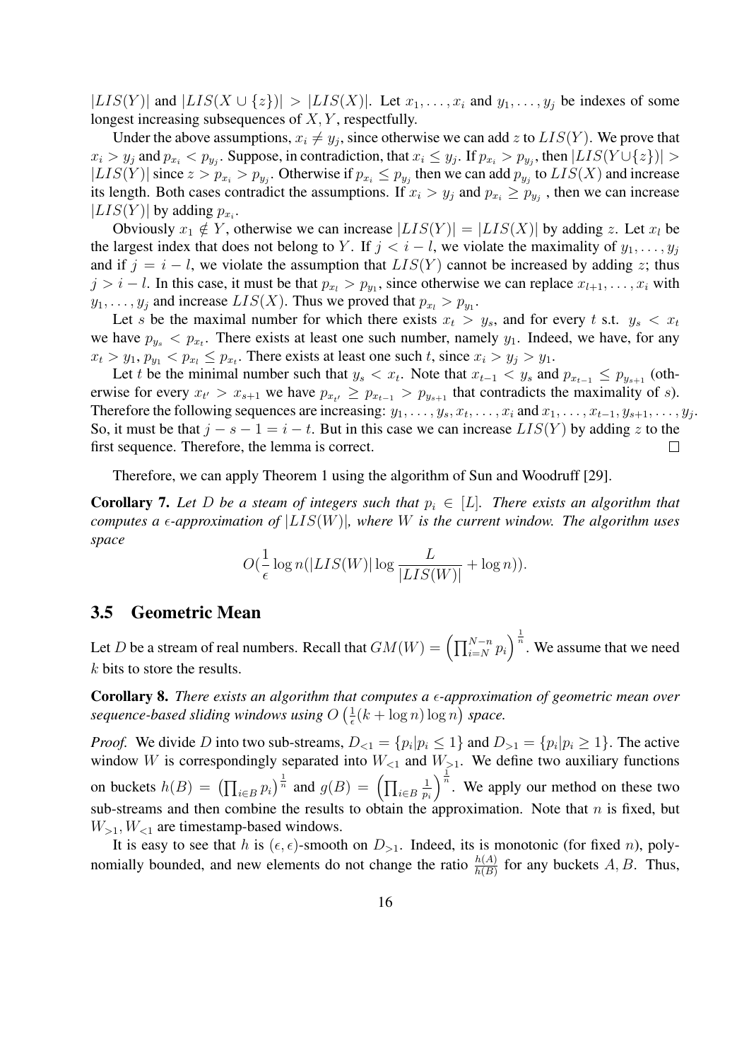$|LIS(Y)|$ and $|LIS(X \cup \{z\})| > |LIS(X)|$. Let $x_1, \dots, x_i$ and $y_1, \dots, y_j$ be indexes of some longest increasing subsequences of $X, Y$, respectfully.

Under the above assumptions, $x_i \neq y_j$, since otherwise we can add $z$ to $LIS(Y)$. We prove that $x_i > y_j$ and $p_{x_i} < p_{y_j}$. Suppose, in contradiction, that $x_i \leq y_j$. If $p_{x_i} > p_{y_j}$, then $|LIS(Y \cup \{z\})| > |LIS(Y)|$ since $z > p_{x_i} > p_{y_j}$. Otherwise if $p_{x_i} \leq p_{y_j}$ then we can add $p_{y_j}$ to $LIS(X)$ and increase its length. Both cases contradict the assumptions. If $x_i > y_j$ and $p_{x_i} \geq p_{y_j}$ , then we can increase $|LIS(Y)|$ by adding $p_{x_i}$.

Obviously $x_1 \notin Y$, otherwise we can increase $|LIS(Y)| = |LIS(X)|$ by adding $z$. Let $x_l$ be the largest index that does not belong to $Y$. If $j < i - l$, we violate the maximality of $y_1, \dots, y_j$ and if $j = i - l$, we violate the assumption that $LIS(Y)$ cannot be increased by adding $z$; thus $j > i - l$. In this case, it must be that $p_{x_l} > p_{y_1}$, since otherwise we can replace $x_{l+1}, \dots, x_i$ with $y_1, \dots, y_j$ and increase $LIS(X)$. Thus we proved that $p_{x_l} > p_{y_1}$.

Let $s$ be the maximal number for which there exists $x_t > y_s$, and for every $t$ s.t. $y_s < x_t$ we have $p_{y_s} < p_{x_t}$. There exists at least one such number, namely $y_1$. Indeed, we have, for any $x_t > y_1$, $p_{y_1} < p_{x_l} \leq p_{x_t}$. There exists at least one such $t$, since $x_i > y_j > y_1$.

Let $t$ be the minimal number such that $y_s < x_t$. Note that $x_{t-1} < y_s$ and $p_{x_{t-1}} \leq p_{y_{s+1}}$ (otherwise for every $x_{t'} > x_{s+1}$ we have $p_{x_{t'}} \geq p_{x_{t-1}} > p_{y_{s+1}}$ that contradicts the maximality of $s$). Therefore the following sequences are increasing: $y_1, \dots, y_s, x_t, \dots, x_i$ and $x_1, \dots, x_{t-1}, y_{s+1}, \dots, y_j$. So, it must be that $j - s - 1 = i - t$. But in this case we can increase $LIS(Y)$ by adding $z$ to the first sequence. Therefore, the lemma is correct. □

Therefore, we can apply Theorem 1 using the algorithm of Sun and Woodruff [29].

**Corollary 7.** *Let $D$ be a steam of integers such that $p_i \in [L]$. There exists an algorithm that computes a $\epsilon$-approximation of $|LIS(W)|$, where $W$ is the current window. The algorithm uses space*

$$O\left(\frac{1}{\epsilon} \log n(|LIS(W)| \log \frac{L}{|LIS(W)|} + \log n)\right).$$

### 3.5 Geometric Mean

Let $D$ be a stream of real numbers. Recall that $GM(W) = \left(\prod_{i=N}^{N-n} p_i\right)^{\frac{1}{n}}$. We assume that we need $k$ bits to store the results.

**Corollary 8.** *There exists an algorithm that computes a $\epsilon$-approximation of geometric mean over sequence-based sliding windows using $O\left(\frac{1}{\epsilon}(k + \log n) \log n\right)$ space.*

*Proof.* We divide $D$ into two sub-streams, $D_{<1} = \{p_i | p_i \leq 1\}$ and $D_{>1} = \{p_i | p_i \geq 1\}$. The active window $W$ is correspondingly separated into $W_{<1}$ and $W_{>1}$. We define two auxiliary functions on buckets $h(B) = \left(\prod_{i \in B} p_i\right)^{\frac{1}{n}}$ and $g(B) = \left(\prod_{i \in B} \frac{1}{p_i}\right)^{\frac{1}{n}}$. We apply our method on these two sub-streams and then combine the results to obtain the approximation. Note that $n$ is fixed, but $W_{>1}, W_{<1}$ are timestamp-based windows.

It is easy to see that $h$ is $(\epsilon, \epsilon)$-smooth on $D_{>1}$. Indeed, its is monotonic (for fixed $n$), polynomially bounded, and new elements do not change the ratio $\frac{h(A)}{h(B)}$ for any buckets $A, B$. Thus,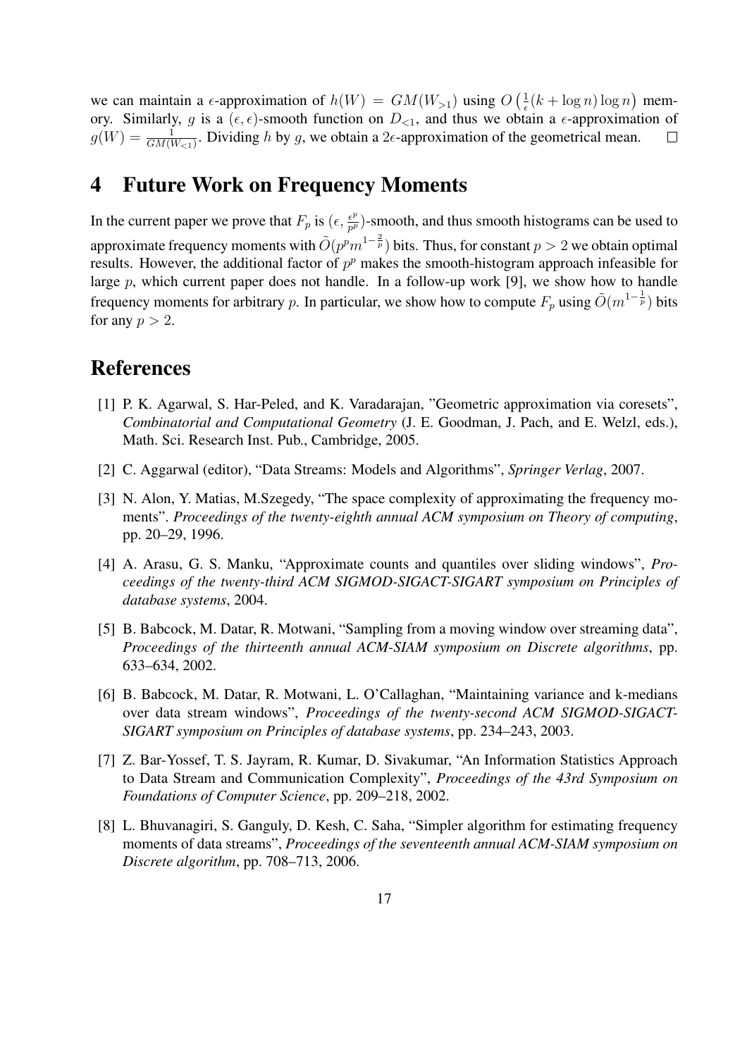we can maintain a $\epsilon$-approximation of $h(W) = GM(W_{>1})$ using $O\left(\frac{1}{\epsilon}(k + \log n) \log n\right)$ memory. Similarly, $g$ is a $(\epsilon, \epsilon)$-smooth function on $D_{<1}$, and thus we obtain a $\epsilon$-approximation of $g(W) = \frac{1}{GM(W_{<1})}$. Dividing $h$ by $g$, we obtain a $2\epsilon$-approximation of the geometrical mean. $\square$

## 4 Future Work on Frequency Moments

In the current paper we prove that $F_p$ is $(\epsilon, \frac{\epsilon^p}{p^p})$-smooth, and thus smooth histograms can be used to approximate frequency moments with $\tilde{O}(p^p m^{1-\frac{2}{p}})$ bits. Thus, for constant $p > 2$ we obtain optimal results. However, the additional factor of $p^p$ makes the smooth-histogram approach infeasible for large $p$, which current paper does not handle. In a follow-up work [9], we show how to handle frequency moments for arbitrary $p$. In particular, we show how to compute $F_p$ using $\tilde{O}(m^{1-\frac{1}{p}})$ bits for any $p > 2$.

## References

[1] P. K. Agarwal, S. Har-Peled, and K. Varadarajan, "Geometric approximation via coresets", *Combinatorial and Computational Geometry* (J. E. Goodman, J. Pach, and E. Welzl, eds.), Math. Sci. Research Inst. Pub., Cambridge, 2005.

[2] C. Aggarwal (editor), "Data Streams: Models and Algorithms", *Springer Verlag*, 2007.

[3] N. Alon, Y. Matias, M.Szegedy, "The space complexity of approximating the frequency moments". *Proceedings of the twenty-eighth annual ACM symposium on Theory of computing*, pp. 20–29, 1996.

[4] A. Arasu, G. S. Manku, "Approximate counts and quantiles over sliding windows", *Proceedings of the twenty-third ACM SIGMOD-SIGACT-SIGART symposium on Principles of database systems*, 2004.

[5] B. Babcock, M. Datar, R. Motwani, "Sampling from a moving window over streaming data", *Proceedings of the thirteenth annual ACM-SIAM symposium on Discrete algorithms*, pp. 633–634, 2002.

[6] B. Babcock, M. Datar, R. Motwani, L. O'Callaghan, "Maintaining variance and k-medians over data stream windows", *Proceedings of the twenty-second ACM SIGMOD-SIGACT-SIGART symposium on Principles of database systems*, pp. 234–243, 2003.

[7] Z. Bar-Yossef, T. S. Jayram, R. Kumar, D. Sivakumar, "An Information Statistics Approach to Data Stream and Communication Complexity", *Proceedings of the 43rd Symposium on Foundations of Computer Science*, pp. 209–218, 2002.

[8] L. Bhuvanagiri, S. Ganguly, D. Kesh, C. Saha, "Simpler algorithm for estimating frequency moments of data streams", *Proceedings of the seventeenth annual ACM-SIAM symposium on Discrete algorithm*, pp. 708–713, 2006.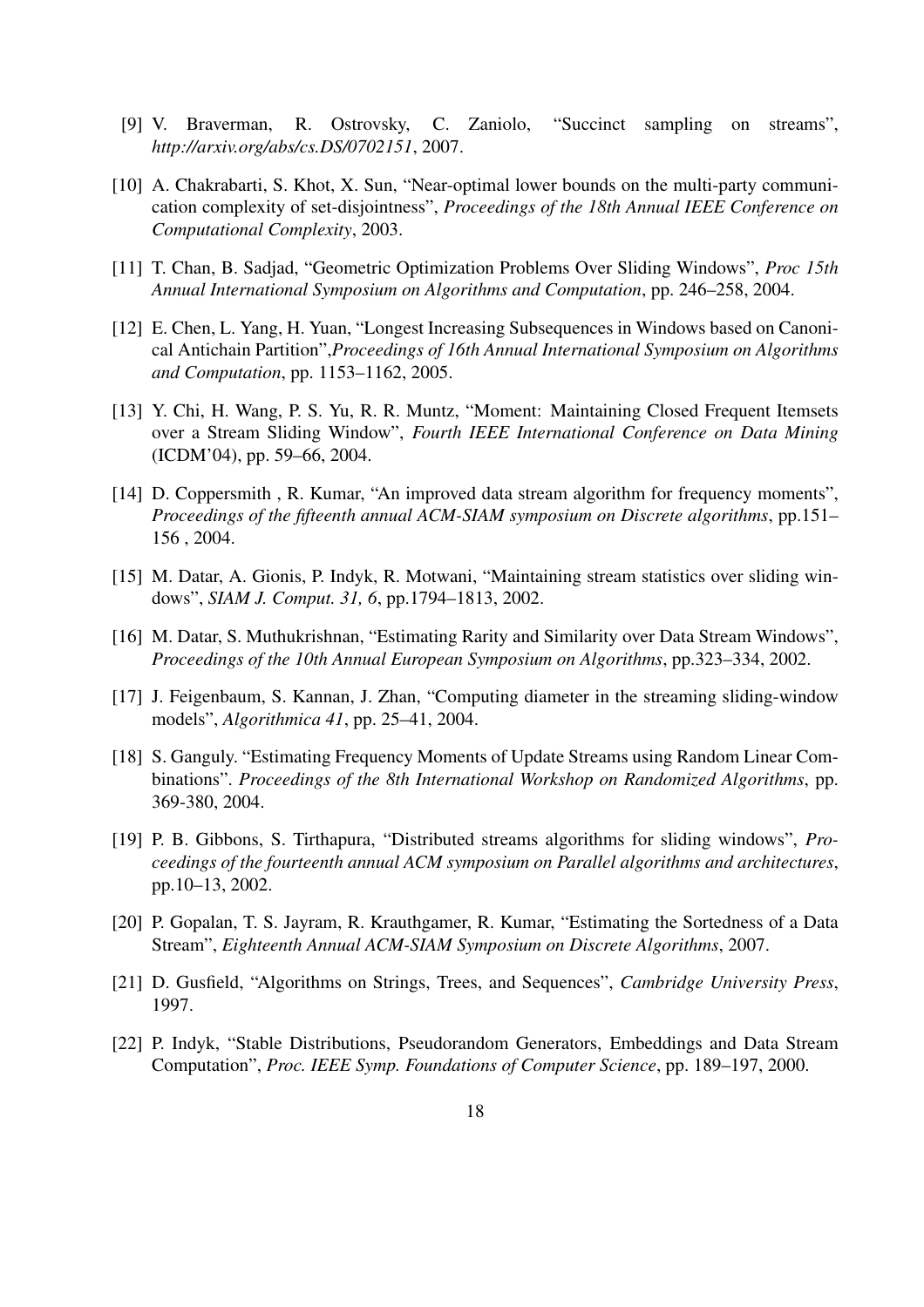[9] V. Braverman, R. Ostrovsky, C. Zaniolo, "Succinct sampling on streams", *http://arxiv.org/abs/cs.DS/0702151*, 2007.

[10] A. Chakrabarti, S. Khot, X. Sun, "Near-optimal lower bounds on the multi-party communication complexity of set-disjointness", *Proceedings of the 18th Annual IEEE Conference on Computational Complexity*, 2003.

[11] T. Chan, B. Sadjad, "Geometric Optimization Problems Over Sliding Windows", *Proc 15th Annual International Symposium on Algorithms and Computation*, pp. 246–258, 2004.

[12] E. Chen, L. Yang, H. Yuan, "Longest Increasing Subsequences in Windows based on Canonical Antichain Partition",*Proceedings of 16th Annual International Symposium on Algorithms and Computation*, pp. 1153–1162, 2005.

[13] Y. Chi, H. Wang, P. S. Yu, R. R. Muntz, "Moment: Maintaining Closed Frequent Itemsets over a Stream Sliding Window", *Fourth IEEE International Conference on Data Mining* (ICDM'04), pp. 59–66, 2004.

[14] D. Coppersmith , R. Kumar, "An improved data stream algorithm for frequency moments", *Proceedings of the fifteenth annual ACM-SIAM symposium on Discrete algorithms*, pp.151–156 , 2004.

[15] M. Datar, A. Gionis, P. Indyk, R. Motwani, "Maintaining stream statistics over sliding windows", *SIAM J. Comput. 31, 6*, pp.1794–1813, 2002.

[16] M. Datar, S. Muthukrishnan, "Estimating Rarity and Similarity over Data Stream Windows", *Proceedings of the 10th Annual European Symposium on Algorithms*, pp.323–334, 2002.

[17] J. Feigenbaum, S. Kannan, J. Zhan, "Computing diameter in the streaming sliding-window models", *Algorithmica 41*, pp. 25–41, 2004.

[18] S. Ganguly. "Estimating Frequency Moments of Update Streams using Random Linear Combinations". *Proceedings of the 8th International Workshop on Randomized Algorithms*, pp. 369-380, 2004.

[19] P. B. Gibbons, S. Tirthapura, "Distributed streams algorithms for sliding windows", *Proceedings of the fourteenth annual ACM symposium on Parallel algorithms and architectures*, pp.10–13, 2002.

[20] P. Gopalan, T. S. Jayram, R. Krauthgamer, R. Kumar, "Estimating the Sortedness of a Data Stream", *Eighteenth Annual ACM-SIAM Symposium on Discrete Algorithms*, 2007.

[21] D. Gusfield, "Algorithms on Strings, Trees, and Sequences", *Cambridge University Press*, 1997.

[22] P. Indyk, "Stable Distributions, Pseudorandom Generators, Embeddings and Data Stream Computation", *Proc. IEEE Symp. Foundations of Computer Science*, pp. 189–197, 2000.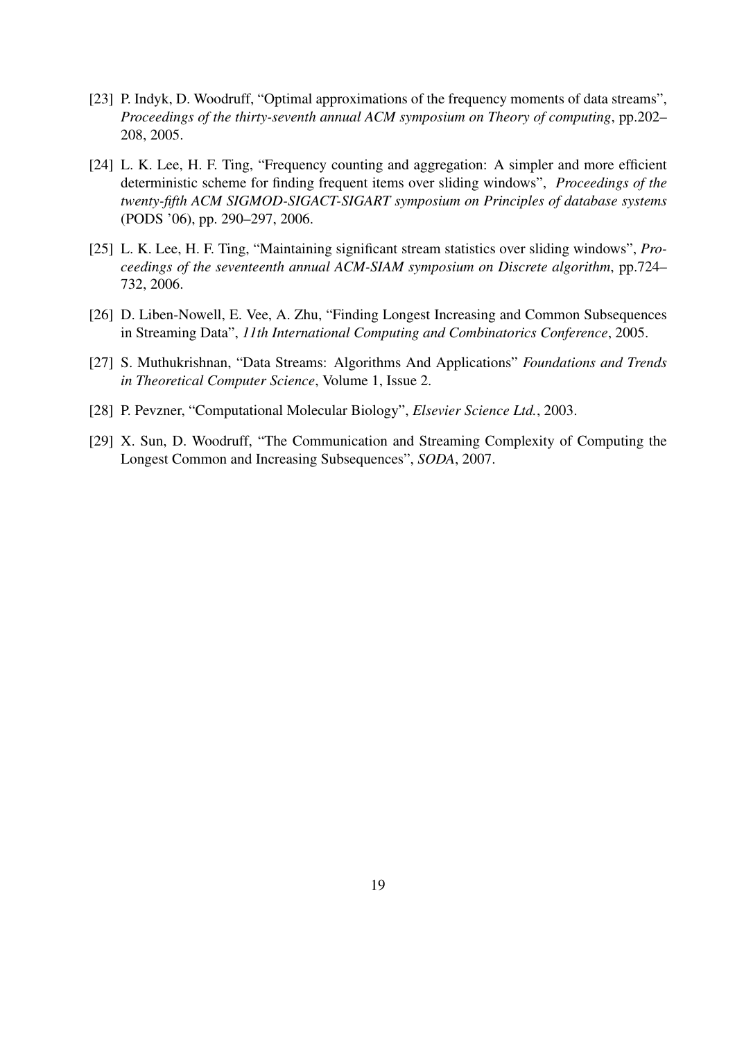[23] P. Indyk, D. Woodruff, "Optimal approximations of the frequency moments of data streams", *Proceedings of the thirty-seventh annual ACM symposium on Theory of computing*, pp.202–208, 2005.

[24] L. K. Lee, H. F. Ting, "Frequency counting and aggregation: A simpler and more efficient deterministic scheme for finding frequent items over sliding windows", *Proceedings of the twenty-fifth ACM SIGMOD-SIGACT-SIGART symposium on Principles of database systems* (PODS '06), pp. 290–297, 2006.

[25] L. K. Lee, H. F. Ting, "Maintaining significant stream statistics over sliding windows", *Proceedings of the seventeenth annual ACM-SIAM symposium on Discrete algorithm*, pp.724–732, 2006.

[26] D. Liben-Nowell, E. Vee, A. Zhu, "Finding Longest Increasing and Common Subsequences in Streaming Data", *11th International Computing and Combinatorics Conference*, 2005.

[27] S. Muthukrishnan, "Data Streams: Algorithms And Applications" *Foundations and Trends in Theoretical Computer Science*, Volume 1, Issue 2.

[28] P. Pevzner, "Computational Molecular Biology", *Elsevier Science Ltd.*, 2003.

[29] X. Sun, D. Woodruff, "The Communication and Streaming Complexity of Computing the Longest Common and Increasing Subsequences", *SODA*, 2007.